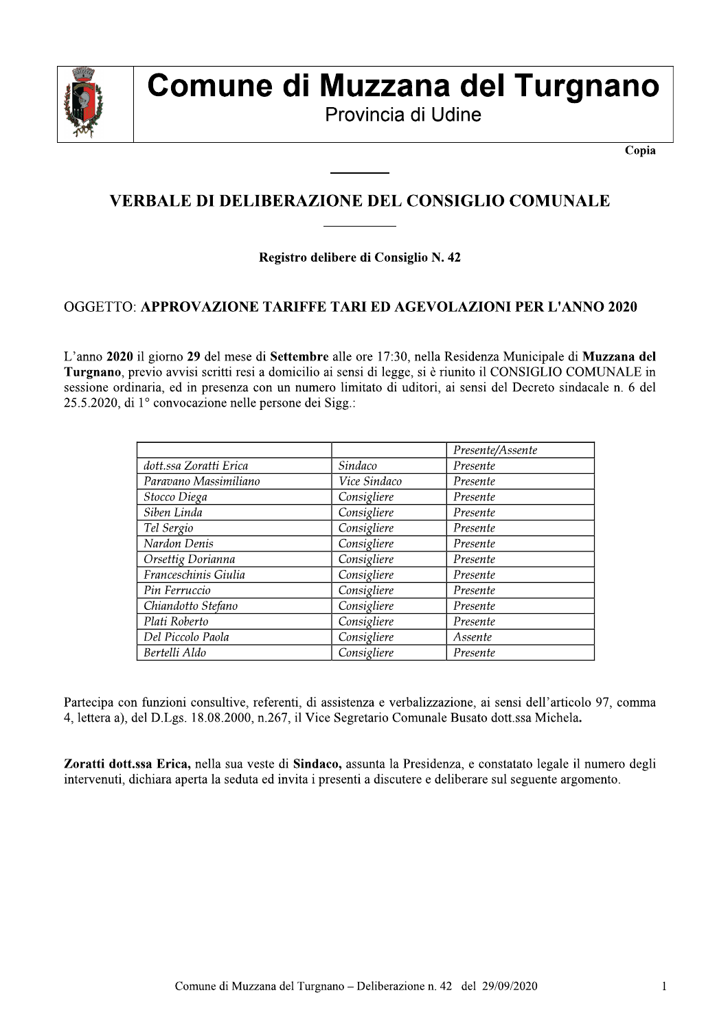# Comune di Muzzana del Turgnano

Provincia di Udine

**Copia**

## VERBALE DI DELIBERAZIONE DEL CONSIGLIO COMUNALE

**Registro delibere di Consiglio N. 42**

OGGETTO: **APPROVAZIONE TARIFFE TARI ED AGEVOLAZIONI PER L'ANNO 2020**

L'anno **2020** il giorno **29** del mese di **Settembre** alle ore 17:30, nella Residenza Municipale di **Muzzana del Turgnano**, previo avvisi scritti resi a domicilio ai sensi di legge, si è riunito il CONSIGLIO COMUNALE in sessione ordinaria, ed in presenza con un numero limitato di uditori, ai sensi del Decreto sindacale n. 6 del 25.5.2020, di 1° convocazione nelle persone dei Sigg.:

| | | *Presente/Assente* |
|---|---|---|
| *dott.ssa Zoratti Erica* | *Sindaco* | *Presente* |
| *Paravano Massimiliano* | *Vice Sindaco* | *Presente* |
| *Stocco Diega* | *Consigliere* | *Presente* |
| *Siben Linda* | *Consigliere* | *Presente* |
| *Tel Sergio* | *Consigliere* | *Presente* |
| *Nardon Denis* | *Consigliere* | *Presente* |
| *Orsettig Dorianna* | *Consigliere* | *Presente* |
| *Franceschinis Giulia* | *Consigliere* | *Presente* |
| *Pin Ferruccio* | *Consigliere* | *Presente* |
| *Chiandotto Stefano* | *Consigliere* | *Presente* |
| *Plati Roberto* | *Consigliere* | *Presente* |
| *Del Piccolo Paola* | *Consigliere* | *Assente* |
| *Bertelli Aldo* | *Consigliere* | *Presente* |

Partecipa con funzioni consultive, referenti, di assistenza e verbalizzazione, ai sensi dell'articolo 97, comma 4, lettera a), del D.Lgs. 18.08.2000, n.267, il Vice Segretario Comunale Busato dott.ssa Michela**.**

**Zoratti dott.ssa Erica,** nella sua veste di **Sindaco,** assunta la Presidenza, e constatato legale il numero degli intervenuti, dichiara aperta la seduta ed invita i presenti a discutere e deliberare sul seguente argomento.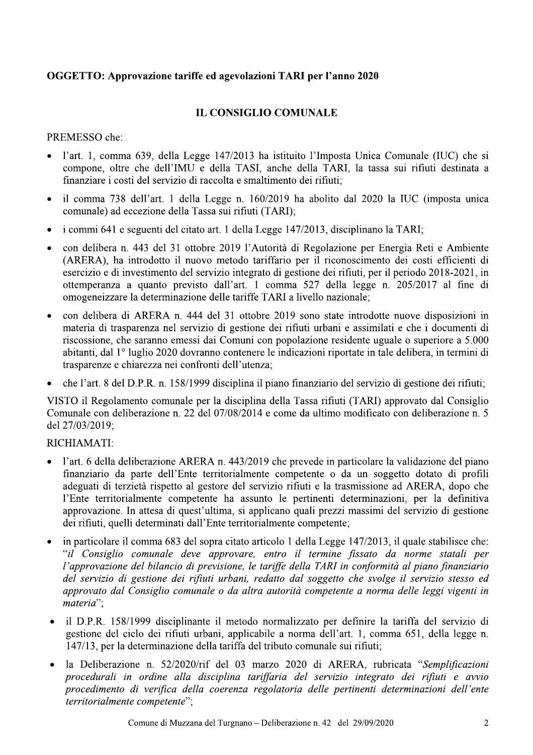**OGGETTO: Approvazione tariffe ed agevolazioni TARI per l'anno 2020**

## IL CONSIGLIO COMUNALE

PREMESSO che:

- l'art. 1, comma 639, della Legge 147/2013 ha istituito l'Imposta Unica Comunale (IUC) che si compone, oltre che dell'IMU e della TASI, anche della TARI, la tassa sui rifiuti destinata a finanziare i costi del servizio di raccolta e smaltimento dei rifiuti;
- il comma 738 dell'art. 1 della Legge n. 160/2019 ha abolito dal 2020 la IUC (imposta unica comunale) ad eccezione della Tassa sui rifiuti (TARI);
- i commi 641 e seguenti del citato art. 1 della Legge 147/2013, disciplinano la TARI;
- con delibera n. 443 del 31 ottobre 2019 l'Autorità di Regolazione per Energia Reti e Ambiente (ARERA), ha introdotto il nuovo metodo tariffario per il riconoscimento dei costi efficienti di esercizio e di investimento del servizio integrato di gestione dei rifiuti, per il periodo 2018-2021, in ottemperanza a quanto previsto dall'art. 1 comma 527 della legge n. 205/2017 al fine di omogeneizzare la determinazione delle tariffe TARI a livello nazionale;
- con delibera di ARERA n. 444 del 31 ottobre 2019 sono state introdotte nuove disposizioni in materia di trasparenza nel servizio di gestione dei rifiuti urbani e assimilati e che i documenti di riscossione, che saranno emessi dai Comuni con popolazione residente uguale o superiore a 5.000 abitanti, dal 1° luglio 2020 dovranno contenere le indicazioni riportate in tale delibera, in termini di trasparenze e chiarezza nei confronti dell'utenza;
- che l'art. 8 del D.P.R. n. 158/1999 disciplina il piano finanziario del servizio di gestione dei rifiuti;

VISTO il Regolamento comunale per la disciplina della Tassa rifiuti (TARI) approvato dal Consiglio Comunale con deliberazione n. 22 del 07/08/2014 e come da ultimo modificato con deliberazione n. 5 del 27/03/2019;

RICHIAMATI:

- l'art. 6 della deliberazione ARERA n. 443/2019 che prevede in particolare la validazione del piano finanziario da parte dell'Ente territorialmente competente o da un soggetto dotato di profili adeguati di terzietà rispetto al gestore del servizio rifiuti e la trasmissione ad ARERA, dopo che l'Ente territorialmente competente ha assunto le pertinenti determinazioni, per la definitiva approvazione. In attesa di quest'ultima, si applicano quali prezzi massimi del servizio di gestione dei rifiuti, quelli determinati dall'Ente territorialmente competente;
- in particolare il comma 683 del sopra citato articolo 1 della Legge 147/2013, il quale stabilisce che: "*il Consiglio comunale deve approvare, entro il termine fissato da norme statali per l'approvazione del bilancio di previsione, le tariffe della TARI in conformità al piano finanziario del servizio di gestione dei rifiuti urbani, redatto dal soggetto che svolge il servizio stesso ed approvato dal Consiglio comunale o da altra autorità competente a norma delle leggi vigenti in materia*";
- il D.P.R. 158/1999 disciplinante il metodo normalizzato per definire la tariffa del servizio di gestione del ciclo dei rifiuti urbani, applicabile a norma dell'art. 1, comma 651, della legge n. 147/13, per la determinazione della tariffa del tributo comunale sui rifiuti;
- la Deliberazione n. 52/2020/rif del 03 marzo 2020 di ARERA, rubricata "*Semplificazioni procedurali in ordine alla disciplina tariffaria del servizio integrato dei rifiuti e avvio procedimento di verifica della coerenza regolatoria delle pertinenti determinazioni dell'ente territorialmente competente*";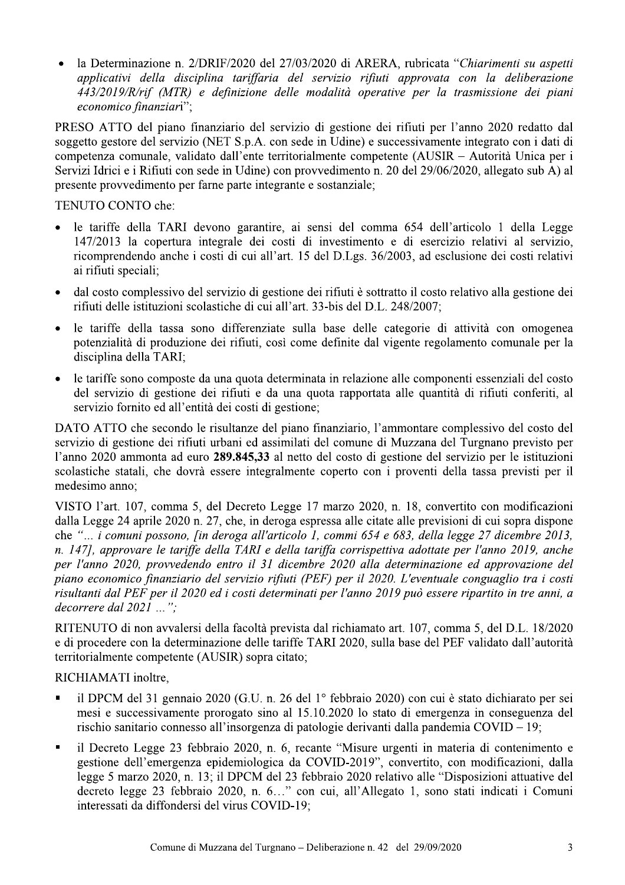- la Determinazione n. 2/DRIF/2020 del 27/03/2020 di ARERA, rubricata "*Chiarimenti su aspetti applicativi della disciplina tariffaria del servizio rifiuti approvata con la deliberazione 443/2019/R/rif (MTR) e definizione delle modalità operative per la trasmissione dei piani economico finanziari*";

PRESO ATTO del piano finanziario del servizio di gestione dei rifiuti per l'anno 2020 redatto dal soggetto gestore del servizio (NET S.p.A. con sede in Udine) e successivamente integrato con i dati di competenza comunale, validato dall'ente territorialmente competente (AUSIR – Autorità Unica per i Servizi Idrici e i Rifiuti con sede in Udine) con provvedimento n. 20 del 29/06/2020, allegato sub A) al presente provvedimento per farne parte integrante e sostanziale;

TENUTO CONTO che:

- le tariffe della TARI devono garantire, ai sensi del comma 654 dell'articolo 1 della Legge 147/2013 la copertura integrale dei costi di investimento e di esercizio relativi al servizio, ricomprendendo anche i costi di cui all'art. 15 del D.Lgs. 36/2003, ad esclusione dei costi relativi ai rifiuti speciali;
- dal costo complessivo del servizio di gestione dei rifiuti è sottratto il costo relativo alla gestione dei rifiuti delle istituzioni scolastiche di cui all'art. 33-bis del D.L. 248/2007;
- le tariffe della tassa sono differenziate sulla base delle categorie di attività con omogenea potenzialità di produzione dei rifiuti, così come definite dal vigente regolamento comunale per la disciplina della TARI;
- le tariffe sono composte da una quota determinata in relazione alle componenti essenziali del costo del servizio di gestione dei rifiuti e da una quota rapportata alle quantità di rifiuti conferiti, al servizio fornito ed all'entità dei costi di gestione;

DATO ATTO che secondo le risultanze del piano finanziario, l'ammontare complessivo del costo del servizio di gestione dei rifiuti urbani ed assimilati del comune di Muzzana del Turgnano previsto per l'anno 2020 ammonta ad euro **289.845,33** al netto del costo di gestione del servizio per le istituzioni scolastiche statali, che dovrà essere integralmente coperto con i proventi della tassa previsti per il medesimo anno;

VISTO l'art. 107, comma 5, del Decreto Legge 17 marzo 2020, n. 18, convertito con modificazioni dalla Legge 24 aprile 2020 n. 27, che, in deroga espressa alle citate alle previsioni di cui sopra dispone che *"... i comuni possono, [in deroga all'articolo 1, commi 654 e 683, della legge 27 dicembre 2013, n. 147], approvare le tariffe della TARI e della tariffa corrispettiva adottate per l'anno 2019, anche per l'anno 2020, provvedendo entro il 31 dicembre 2020 alla determinazione ed approvazione del piano economico finanziario del servizio rifiuti (PEF) per il 2020. L'eventuale conguaglio tra i costi risultanti dal PEF per il 2020 ed i costi determinati per l'anno 2019 può essere ripartito in tre anni, a decorrere dal 2021 ...";*

RITENUTO di non avvalersi della facoltà prevista dal richiamato art. 107, comma 5, del D.L. 18/2020 e di procedere con la determinazione delle tariffe TARI 2020, sulla base del PEF validato dall'autorità territorialmente competente (AUSIR) sopra citato;

RICHIAMATI inoltre,

- il DPCM del 31 gennaio 2020 (G.U. n. 26 del 1° febbraio 2020) con cui è stato dichiarato per sei mesi e successivamente prorogato sino al 15.10.2020 lo stato di emergenza in conseguenza del rischio sanitario connesso all'insorgenza di patologie derivanti dalla pandemia COVID – 19;
- il Decreto Legge 23 febbraio 2020, n. 6, recante "Misure urgenti in materia di contenimento e gestione dell'emergenza epidemiologica da COVID-2019", convertito, con modificazioni, dalla legge 5 marzo 2020, n. 13; il DPCM del 23 febbraio 2020 relativo alle "Disposizioni attuative del decreto legge 23 febbraio 2020, n. 6..." con cui, all'Allegato 1, sono stati indicati i Comuni interessati da diffondersi del virus COVID-19;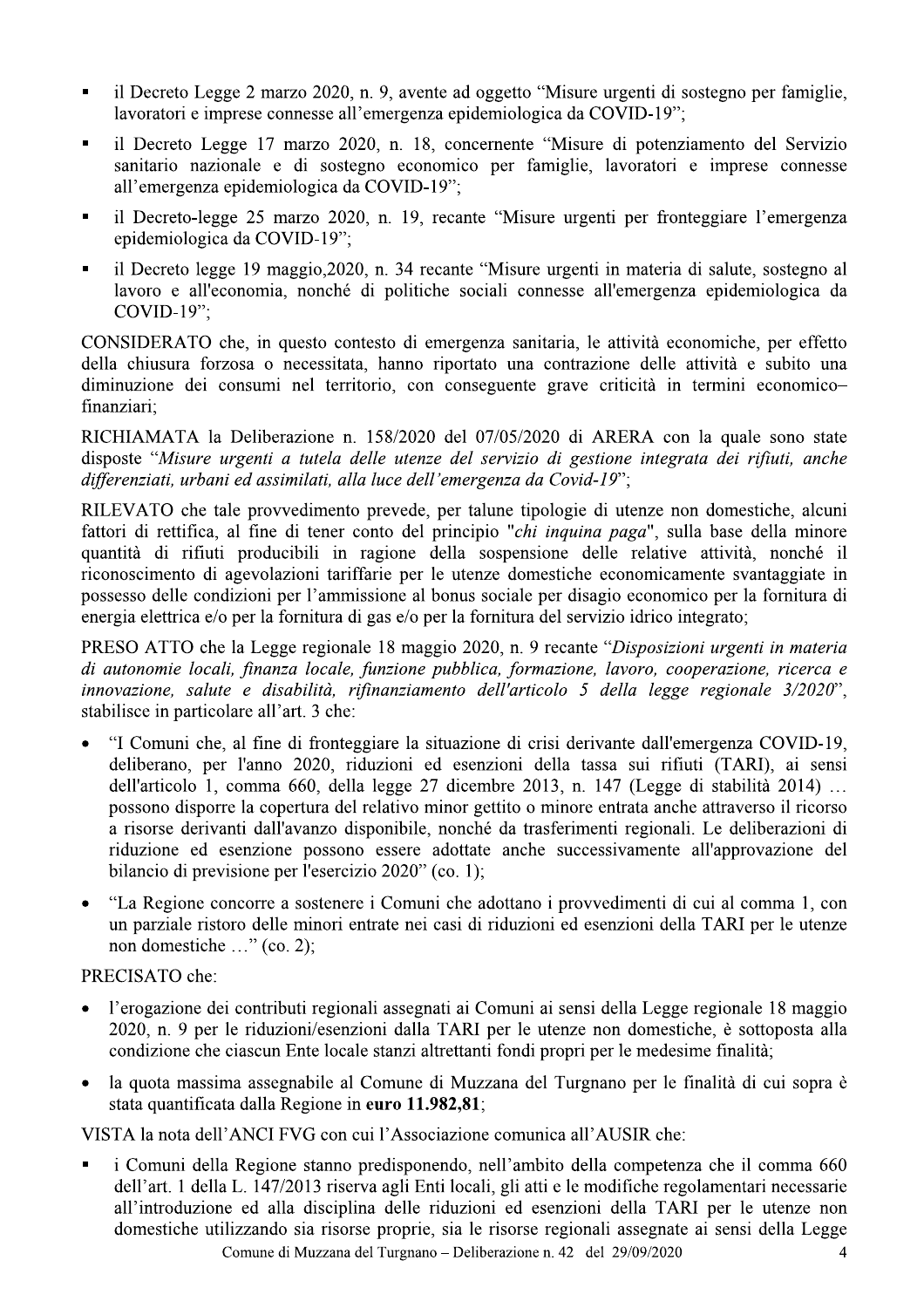- il Decreto Legge 2 marzo 2020, n. 9, avente ad oggetto "Misure urgenti di sostegno per famiglie, lavoratori e imprese connesse all'emergenza epidemiologica da COVID-19";
- il Decreto Legge 17 marzo 2020, n. 18, concernente "Misure di potenziamento del Servizio sanitario nazionale e di sostegno economico per famiglie, lavoratori e imprese connesse all'emergenza epidemiologica da COVID-19";
- il Decreto-legge 25 marzo 2020, n. 19, recante "Misure urgenti per fronteggiare l'emergenza epidemiologica da COVID-19";
- il Decreto legge 19 maggio,2020, n. 34 recante "Misure urgenti in materia di salute, sostegno al lavoro e all'economia, nonché di politiche sociali connesse all'emergenza epidemiologica da COVID-19";

CONSIDERATO che, in questo contesto di emergenza sanitaria, le attività economiche, per effetto della chiusura forzosa o necessitata, hanno riportato una contrazione delle attività e subito una diminuzione dei consumi nel territorio, con conseguente grave criticità in termini economico–finanziari;

RICHIAMATA la Deliberazione n. 158/2020 del 07/05/2020 di ARERA con la quale sono state disposte "*Misure urgenti a tutela delle utenze del servizio di gestione integrata dei rifiuti, anche differenziati, urbani ed assimilati, alla luce dell'emergenza da Covid-19*";

RILEVATO che tale provvedimento prevede, per talune tipologie di utenze non domestiche, alcuni fattori di rettifica, al fine di tener conto del principio "*chi inquina paga*", sulla base della minore quantità di rifiuti producibili in ragione della sospensione delle relative attività, nonché il riconoscimento di agevolazioni tariffarie per le utenze domestiche economicamente svantaggiate in possesso delle condizioni per l'ammissione al bonus sociale per disagio economico per la fornitura di energia elettrica e/o per la fornitura di gas e/o per la fornitura del servizio idrico integrato;

PRESO ATTO che la Legge regionale 18 maggio 2020, n. 9 recante "*Disposizioni urgenti in materia di autonomie locali, finanza locale, funzione pubblica, formazione, lavoro, cooperazione, ricerca e innovazione, salute e disabilità, rifinanziamento dell'articolo 5 della legge regionale 3/2020*", stabilisce in particolare all'art. 3 che:

- "I Comuni che, al fine di fronteggiare la situazione di crisi derivante dall'emergenza COVID-19, deliberano, per l'anno 2020, riduzioni ed esenzioni della tassa sui rifiuti (TARI), ai sensi dell'articolo 1, comma 660, della legge 27 dicembre 2013, n. 147 (Legge di stabilità 2014) … possono disporre la copertura del relativo minor gettito o minore entrata anche attraverso il ricorso a risorse derivanti dall'avanzo disponibile, nonché da trasferimenti regionali. Le deliberazioni di riduzione ed esenzione possono essere adottate anche successivamente all'approvazione del bilancio di previsione per l'esercizio 2020" (co. 1);
- "La Regione concorre a sostenere i Comuni che adottano i provvedimenti di cui al comma 1, con un parziale ristoro delle minori entrate nei casi di riduzioni ed esenzioni della TARI per le utenze non domestiche …" (co. 2);

PRECISATO che:

- l'erogazione dei contributi regionali assegnati ai Comuni ai sensi della Legge regionale 18 maggio 2020, n. 9 per le riduzioni/esenzioni dalla TARI per le utenze non domestiche, è sottoposta alla condizione che ciascun Ente locale stanzi altrettanti fondi propri per le medesime finalità;
- la quota massima assegnabile al Comune di Muzzana del Turgnano per le finalità di cui sopra è stata quantificata dalla Regione in **euro 11.982,81**;

VISTA la nota dell'ANCI FVG con cui l'Associazione comunica all'AUSIR che:

- i Comuni della Regione stanno predisponendo, nell'ambito della competenza che il comma 660 dell'art. 1 della L. 147/2013 riserva agli Enti locali, gli atti e le modifiche regolamentari necessarie all'introduzione ed alla disciplina delle riduzioni ed esenzioni della TARI per le utenze non domestiche utilizzando sia risorse proprie, sia le risorse regionali assegnate ai sensi della Legge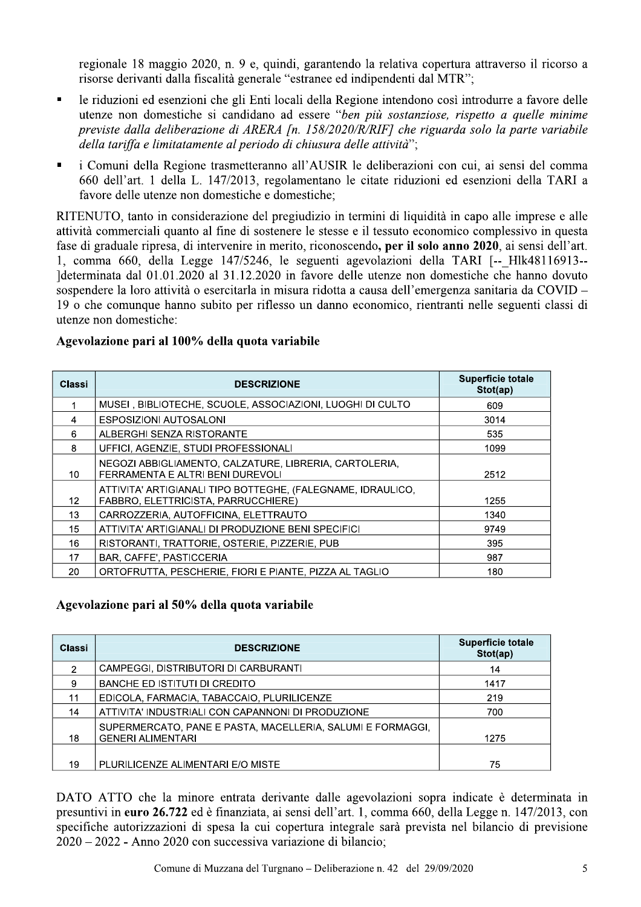regionale 18 maggio 2020, n. 9 e, quindi, garantendo la relativa copertura attraverso il ricorso a risorse derivanti dalla fiscalità generale "estranee ed indipendenti dal MTR";

- le riduzioni ed esenzioni che gli Enti locali della Regione intendono così introdurre a favore delle utenze non domestiche si candidano ad essere *"ben più sostanziose, rispetto a quelle minime previste dalla deliberazione di ARERA [n. 158/2020/R/RIF] che riguarda solo la parte variabile della tariffa e limitatamente al periodo di chiusura delle attività"*;
- i Comuni della Regione trasmetteranno all'AUSIR le deliberazioni con cui, ai sensi del comma 660 dell'art. 1 della L. 147/2013, regolamentano le citate riduzioni ed esenzioni della TARI a favore delle utenze non domestiche e domestiche;

RITENUTO, tanto in considerazione del pregiudizio in termini di liquidità in capo alle imprese e alle attività commerciali quanto al fine di sostenere le stesse e il tessuto economico complessivo in questa fase di graduale ripresa, di intervenire in merito, riconoscendo**, per il solo anno 2020**, ai sensi dell'art. 1, comma 660, della Legge 147/5246, le seguenti agevolazioni della TARI [--_Hlk48116913-- ]determinata dal 01.01.2020 al 31.12.2020 in favore delle utenze non domestiche che hanno dovuto sospendere la loro attività o esercitarla in misura ridotta a causa dell'emergenza sanitaria da COVID – 19 o che comunque hanno subito per riflesso un danno economico, rientranti nelle seguenti classi di utenze non domestiche:

**Agevolazione pari al 100% della quota variabile**

| Classi | DESCRIZIONE | Superficie totale Stot(ap) |
|---|---|---|
| 1 | MUSEI , BIBLIOTECHE, SCUOLE, ASSOCIAZIONI, LUOGHI DI CULTO | 609 |
| 4 | ESPOSIZIONI AUTOSALONI | 3014 |
| 6 | ALBERGHI SENZA RISTORANTE | 535 |
| 8 | UFFICI, AGENZIE, STUDI PROFESSIONALI | 1099 |
| 10 | NEGOZI ABBIGLIAMENTO, CALZATURE, LIBRERIA, CARTOLERIA, FERRAMENTA E ALTRI BENI DUREVOLI | 2512 |
| 12 | ATTIVITA' ARTIGIANALI TIPO BOTTEGHE, (FALEGNAME, IDRAULICO, FABBRO, ELETTRICISTA, PARRUCCHIERE) | 1255 |
| 13 | CARROZZERIA, AUTOFFICINA, ELETTRAUTO | 1340 |
| 15 | ATTIVITA' ARTIGIANALI DI PRODUZIONE BENI SPECIFICI | 9749 |
| 16 | RISTORANTI, TRATTORIE, OSTERIE, PIZZERIE, PUB | 395 |
| 17 | BAR, CAFFE', PASTICCERIA | 987 |
| 20 | ORTOFRUTTA, PESCHERIE, FIORI E PIANTE, PIZZA AL TAGLIO | 180 |

**Agevolazione pari al 50% della quota variabile**

| Classi | DESCRIZIONE | Superficie totale Stot(ap) |
|---|---|---|
| 2 | CAMPEGGI, DISTRIBUTORI DI CARBURANTI | 14 |
| 9 | BANCHE ED ISTITUTI DI CREDITO | 1417 |
| 11 | EDICOLA, FARMACIA, TABACCAIO, PLURILICENZE | 219 |
| 14 | ATTIVITA' INDUSTRIALI CON CAPANNONI DI PRODUZIONE | 700 |
| 18 | SUPERMERCATO, PANE E PASTA, MACELLERIA, SALUMI E FORMAGGI, GENERI ALIMENTARI | 1275 |
| 19 | PLURILICENZE ALIMENTARI E/O MISTE | 75 |

DATO ATTO che la minore entrata derivante dalle agevolazioni sopra indicate è determinata in presuntivi in **euro 26.722** ed è finanziata, ai sensi dell'art. 1, comma 660, della Legge n. 147/2013, con specifiche autorizzazioni di spesa la cui copertura integrale sarà prevista nel bilancio di previsione 2020 – 2022 - Anno 2020 con successiva variazione di bilancio;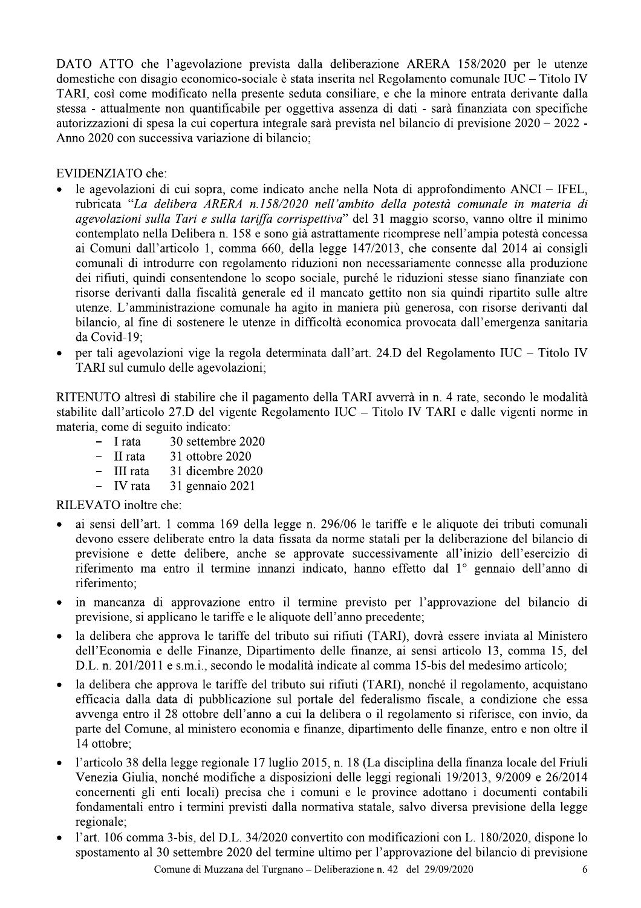DATO ATTO che l'agevolazione prevista dalla deliberazione ARERA 158/2020 per le utenze domestiche con disagio economico-sociale è stata inserita nel Regolamento comunale IUC – Titolo IV TARI, così come modificato nella presente seduta consiliare, e che la minore entrata derivante dalla stessa - attualmente non quantificabile per oggettiva assenza di dati - sarà finanziata con specifiche autorizzazioni di spesa la cui copertura integrale sarà prevista nel bilancio di previsione 2020 – 2022 - Anno 2020 con successiva variazione di bilancio;

EVIDENZIATO che:

- le agevolazioni di cui sopra, come indicato anche nella Nota di approfondimento ANCI – IFEL, rubricata "*La delibera ARERA n.158/2020 nell'ambito della potestà comunale in materia di agevolazioni sulla Tari e sulla tariffa corrispettiva*" del 31 maggio scorso, vanno oltre il minimo contemplato nella Delibera n. 158 e sono già astrattamente ricomprese nell'ampia potestà concessa ai Comuni dall'articolo 1, comma 660, della legge 147/2013, che consente dal 2014 ai consigli comunali di introdurre con regolamento riduzioni non necessariamente connesse alla produzione dei rifiuti, quindi consentendone lo scopo sociale, purché le riduzioni stesse siano finanziate con risorse derivanti dalla fiscalità generale ed il mancato gettito non sia quindi ripartito sulle altre utenze. L'amministrazione comunale ha agito in maniera più generosa, con risorse derivanti dal bilancio, al fine di sostenere le utenze in difficoltà economica provocata dall'emergenza sanitaria da Covid-19;
- per tali agevolazioni vige la regola determinata dall'art. 24.D del Regolamento IUC – Titolo IV TARI sul cumulo delle agevolazioni;

RITENUTO altresì di stabilire che il pagamento della TARI avverrà in n. 4 rate, secondo le modalità stabilite dall'articolo 27.D del vigente Regolamento IUC – Titolo IV TARI e dalle vigenti norme in materia, come di seguito indicato:

- I rata 30 settembre 2020
- II rata 31 ottobre 2020
- III rata 31 dicembre 2020
- IV rata 31 gennaio 2021

RILEVATO inoltre che:

- ai sensi dell'art. 1 comma 169 della legge n. 296/06 le tariffe e le aliquote dei tributi comunali devono essere deliberate entro la data fissata da norme statali per la deliberazione del bilancio di previsione e dette delibere, anche se approvate successivamente all'inizio dell'esercizio di riferimento ma entro il termine innanzi indicato, hanno effetto dal 1° gennaio dell'anno di riferimento;
- in mancanza di approvazione entro il termine previsto per l'approvazione del bilancio di previsione, si applicano le tariffe e le aliquote dell'anno precedente;
- la delibera che approva le tariffe del tributo sui rifiuti (TARI), dovrà essere inviata al Ministero dell'Economia e delle Finanze, Dipartimento delle finanze, ai sensi articolo 13, comma 15, del D.L. n. 201/2011 e s.m.i., secondo le modalità indicate al comma 15-bis del medesimo articolo;
- la delibera che approva le tariffe del tributo sui rifiuti (TARI), nonché il regolamento, acquistano efficacia dalla data di pubblicazione sul portale del federalismo fiscale, a condizione che essa avvenga entro il 28 ottobre dell'anno a cui la delibera o il regolamento si riferisce, con invio, da parte del Comune, al ministero economia e finanze, dipartimento delle finanze, entro e non oltre il 14 ottobre;
- l'articolo 38 della legge regionale 17 luglio 2015, n. 18 (La disciplina della finanza locale del Friuli Venezia Giulia, nonché modifiche a disposizioni delle leggi regionali 19/2013, 9/2009 e 26/2014 concernenti gli enti locali) precisa che i comuni e le province adottano i documenti contabili fondamentali entro i termini previsti dalla normativa statale, salvo diversa previsione della legge regionale;
- l'art. 106 comma 3-bis, del D.L. 34/2020 convertito con modificazioni con L. 180/2020, dispone lo spostamento al 30 settembre 2020 del termine ultimo per l'approvazione del bilancio di previsione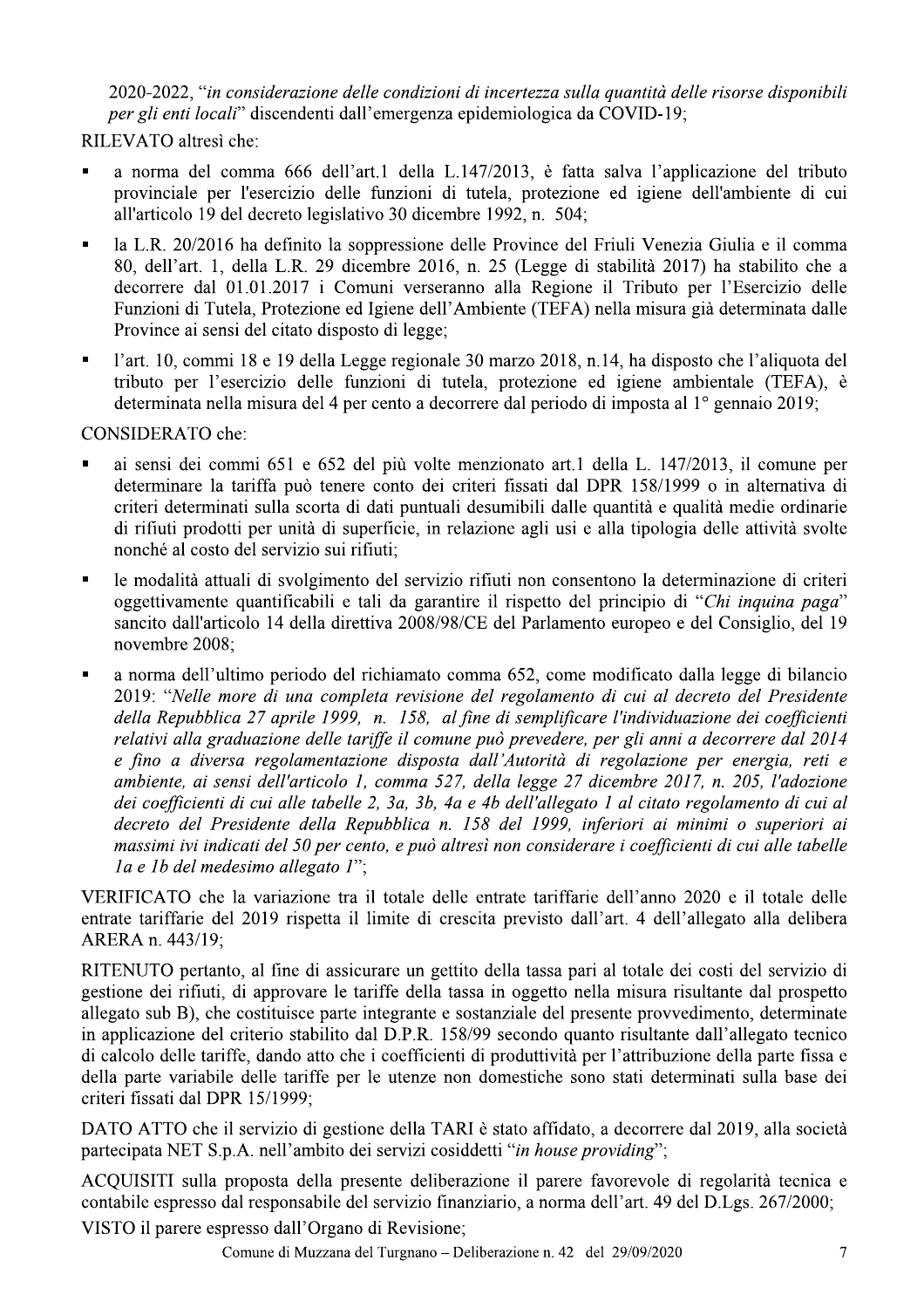2020-2022, "*in considerazione delle condizioni di incertezza sulla quantità delle risorse disponibili per gli enti locali*" discendenti dall'emergenza epidemiologica da COVID-19;

RILEVATO altresì che:

- a norma del comma 666 dell'art.1 della L.147/2013, è fatta salva l'applicazione del tributo provinciale per l'esercizio delle funzioni di tutela, protezione ed igiene dell'ambiente di cui all'articolo 19 del decreto legislativo 30 dicembre 1992, n. 504;
- la L.R. 20/2016 ha definito la soppressione delle Province del Friuli Venezia Giulia e il comma 80, dell'art. 1, della L.R. 29 dicembre 2016, n. 25 (Legge di stabilità 2017) ha stabilito che a decorrere dal 01.01.2017 i Comuni verseranno alla Regione il Tributo per l'Esercizio delle Funzioni di Tutela, Protezione ed Igiene dell'Ambiente (TEFA) nella misura già determinata dalle Province ai sensi del citato disposto di legge;
- l'art. 10, commi 18 e 19 della Legge regionale 30 marzo 2018, n.14, ha disposto che l'aliquota del tributo per l'esercizio delle funzioni di tutela, protezione ed igiene ambientale (TEFA), è determinata nella misura del 4 per cento a decorrere dal periodo di imposta al 1° gennaio 2019;

CONSIDERATO che:

- ai sensi dei commi 651 e 652 del più volte menzionato art.1 della L. 147/2013, il comune per determinare la tariffa può tenere conto dei criteri fissati dal DPR 158/1999 o in alternativa di criteri determinati sulla scorta di dati puntuali desumibili dalle quantità e qualità medie ordinarie di rifiuti prodotti per unità di superficie, in relazione agli usi e alla tipologia delle attività svolte nonché al costo del servizio sui rifiuti;
- le modalità attuali di svolgimento del servizio rifiuti non consentono la determinazione di criteri oggettivamente quantificabili e tali da garantire il rispetto del principio di "*Chi inquina paga*" sancito dall'articolo 14 della direttiva 2008/98/CE del Parlamento europeo e del Consiglio, del 19 novembre 2008;
- a norma dell'ultimo periodo del richiamato comma 652, come modificato dalla legge di bilancio 2019: "*Nelle more di una completa revisione del regolamento di cui al decreto del Presidente della Repubblica 27 aprile 1999, n. 158, al fine di semplificare l'individuazione dei coefficienti relativi alla graduazione delle tariffe il comune può prevedere, per gli anni a decorrere dal 2014 e fino a diversa regolamentazione disposta dall'Autorità di regolazione per energia, reti e ambiente, ai sensi dell'articolo 1, comma 527, della legge 27 dicembre 2017, n. 205, l'adozione dei coefficienti di cui alle tabelle 2, 3a, 3b, 4a e 4b dell'allegato 1 al citato regolamento di cui al decreto del Presidente della Repubblica n. 158 del 1999, inferiori ai minimi o superiori ai massimi ivi indicati del 50 per cento, e può altresì non considerare i coefficienti di cui alle tabelle 1a e 1b del medesimo allegato 1*";

VERIFICATO che la variazione tra il totale delle entrate tariffarie dell'anno 2020 e il totale delle entrate tariffarie del 2019 rispetta il limite di crescita previsto dall'art. 4 dell'allegato alla delibera ARERA n. 443/19;

RITENUTO pertanto, al fine di assicurare un gettito della tassa pari al totale dei costi del servizio di gestione dei rifiuti, di approvare le tariffe della tassa in oggetto nella misura risultante dal prospetto allegato sub B), che costituisce parte integrante e sostanziale del presente provvedimento, determinate in applicazione del criterio stabilito dal D.P.R. 158/99 secondo quanto risultante dall'allegato tecnico di calcolo delle tariffe, dando atto che i coefficienti di produttività per l'attribuzione della parte fissa e della parte variabile delle tariffe per le utenze non domestiche sono stati determinati sulla base dei criteri fissati dal DPR 15/1999;

DATO ATTO che il servizio di gestione della TARI è stato affidato, a decorrere dal 2019, alla società partecipata NET S.p.A. nell'ambito dei servizi cosiddetti "*in house providing*";

ACQUISITI sulla proposta della presente deliberazione il parere favorevole di regolarità tecnica e contabile espresso dal responsabile del servizio finanziario, a norma dell'art. 49 del D.Lgs. 267/2000;

VISTO il parere espresso dall'Organo di Revisione;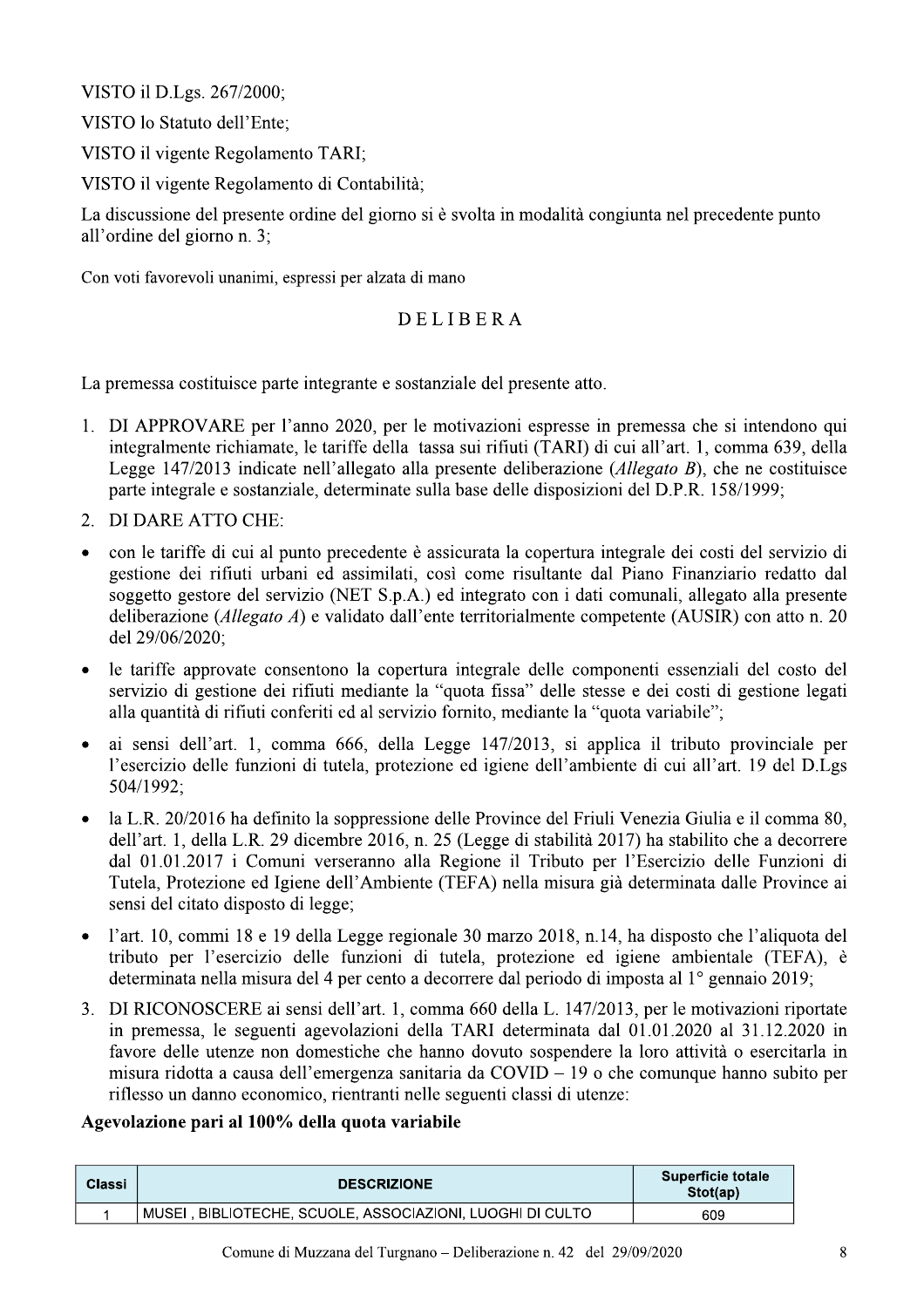VISTO il D.Lgs. 267/2000;

VISTO lo Statuto dell'Ente;

VISTO il vigente Regolamento TARI;

VISTO il vigente Regolamento di Contabilità;

La discussione del presente ordine del giorno si è svolta in modalità congiunta nel precedente punto all'ordine del giorno n. 3;

Con voti favorevoli unanimi, espressi per alzata di mano

DELIBERA

La premessa costituisce parte integrante e sostanziale del presente atto.

1. DI APPROVARE per l'anno 2020, per le motivazioni espresse in premessa che si intendono qui integralmente richiamate, le tariffe della tassa sui rifiuti (TARI) di cui all'art. 1, comma 639, della Legge 147/2013 indicate nell'allegato alla presente deliberazione (*Allegato B*), che ne costituisce parte integrale e sostanziale, determinate sulla base delle disposizioni del D.P.R. 158/1999;

2. DI DARE ATTO CHE:

- con le tariffe di cui al punto precedente è assicurata la copertura integrale dei costi del servizio di gestione dei rifiuti urbani ed assimilati, così come risultante dal Piano Finanziario redatto dal soggetto gestore del servizio (NET S.p.A.) ed integrato con i dati comunali, allegato alla presente deliberazione (*Allegato A*) e validato dall'ente territorialmente competente (AUSIR) con atto n. 20 del 29/06/2020;
- le tariffe approvate consentono la copertura integrale delle componenti essenziali del costo del servizio di gestione dei rifiuti mediante la "quota fissa" delle stesse e dei costi di gestione legati alla quantità di rifiuti conferiti ed al servizio fornito, mediante la "quota variabile";
- ai sensi dell'art. 1, comma 666, della Legge 147/2013, si applica il tributo provinciale per l'esercizio delle funzioni di tutela, protezione ed igiene dell'ambiente di cui all'art. 19 del D.Lgs 504/1992;
- la L.R. 20/2016 ha definito la soppressione delle Province del Friuli Venezia Giulia e il comma 80, dell'art. 1, della L.R. 29 dicembre 2016, n. 25 (Legge di stabilità 2017) ha stabilito che a decorrere dal 01.01.2017 i Comuni verseranno alla Regione il Tributo per l'Esercizio delle Funzioni di Tutela, Protezione ed Igiene dell'Ambiente (TEFA) nella misura già determinata dalle Province ai sensi del citato disposto di legge;
- l'art. 10, commi 18 e 19 della Legge regionale 30 marzo 2018, n.14, ha disposto che l'aliquota del tributo per l'esercizio delle funzioni di tutela, protezione ed igiene ambientale (TEFA), è determinata nella misura del 4 per cento a decorrere dal periodo di imposta al 1° gennaio 2019;

3. DI RICONOSCERE ai sensi dell'art. 1, comma 660 della L. 147/2013, per le motivazioni riportate in premessa, le seguenti agevolazioni della TARI determinata dal 01.01.2020 al 31.12.2020 in favore delle utenze non domestiche che hanno dovuto sospendere la loro attività o esercitarla in misura ridotta a causa dell'emergenza sanitaria da COVID – 19 o che comunque hanno subito per riflesso un danno economico, rientranti nelle seguenti classi di utenze:

**Agevolazione pari al 100% della quota variabile**

| Classi | DESCRIZIONE | Superficie totale Stot(ap) |
|---|---|---|
| 1 | MUSEI , BIBLIOTECHE, SCUOLE, ASSOCIAZIONI, LUOGHI DI CULTO | 609 |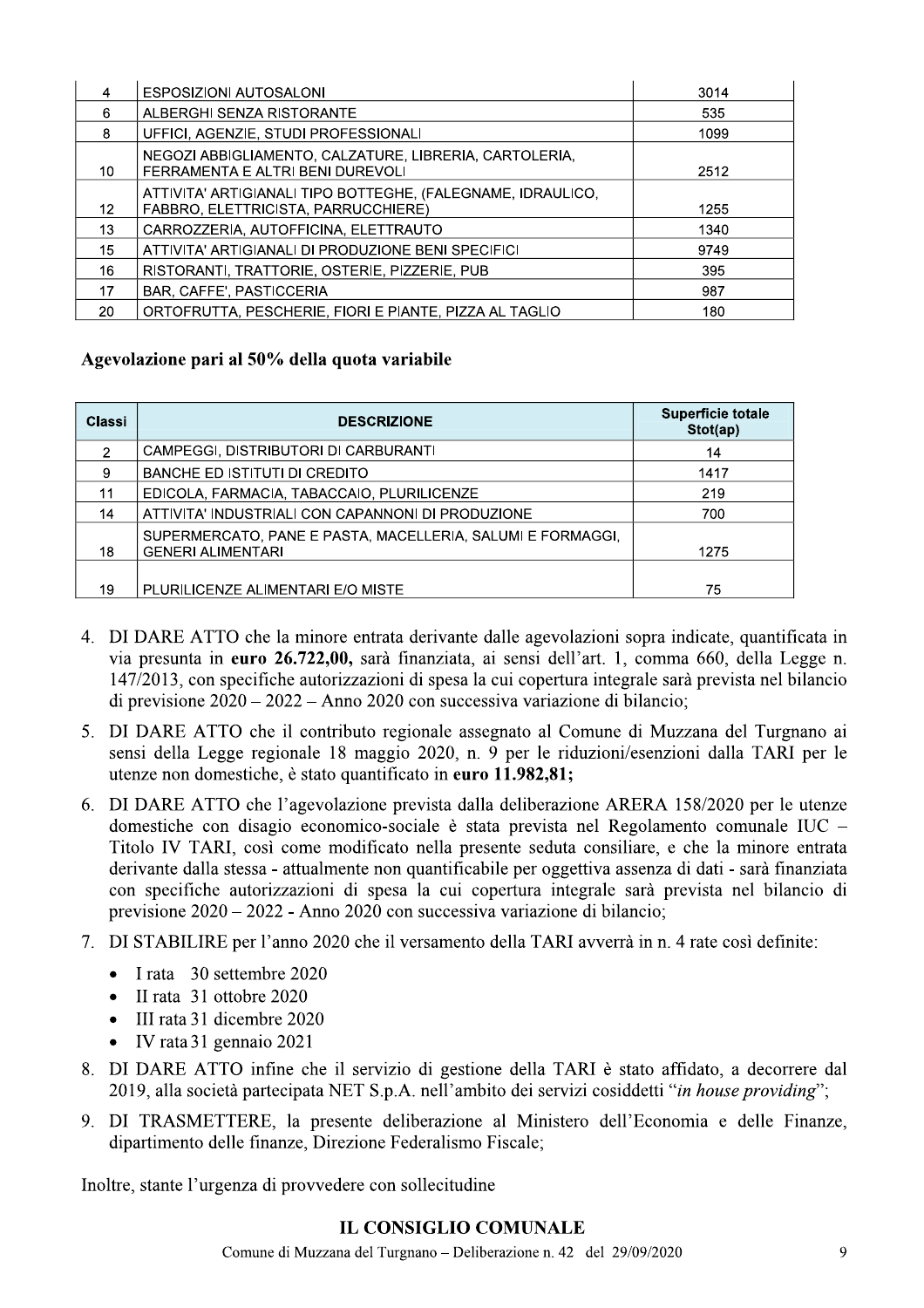| | | |
|---|---|---|
| 4 | ESPOSIZIONI AUTOSALONI | 3014 |
| 6 | ALBERGHI SENZA RISTORANTE | 535 |
| 8 | UFFICI, AGENZIE, STUDI PROFESSIONALI | 1099 |
| 10 | NEGOZI ABBIGLIAMENTO, CALZATURE, LIBRERIA, CARTOLERIA, FERRAMENTA E ALTRI BENI DUREVOLI | 2512 |
| 12 | ATTIVITA' ARTIGIANALI TIPO BOTTEGHE, (FALEGNAME, IDRAULICO, FABBRO, ELETTRICISTA, PARRUCCHIERE) | 1255 |
| 13 | CARROZZERIA, AUTOFFICINA, ELETTRAUTO | 1340 |
| 15 | ATTIVITA' ARTIGIANALI DI PRODUZIONE BENI SPECIFICI | 9749 |
| 16 | RISTORANTI, TRATTORIE, OSTERIE, PIZZERIE, PUB | 395 |
| 17 | BAR, CAFFE', PASTICCERIA | 987 |
| 20 | ORTOFRUTTA, PESCHERIE, FIORI E PIANTE, PIZZA AL TAGLIO | 180 |

**Agevolazione pari al 50% della quota variabile**

| Classi | DESCRIZIONE | Superficie totale Stot(ap) |
|---|---|---|
| 2 | CAMPEGGI, DISTRIBUTORI DI CARBURANTI | 14 |
| 9 | BANCHE ED ISTITUTI DI CREDITO | 1417 |
| 11 | EDICOLA, FARMACIA, TABACCAIO, PLURILICENZE | 219 |
| 14 | ATTIVITA' INDUSTRIALI CON CAPANNONI DI PRODUZIONE | 700 |
| 18 | SUPERMERCATO, PANE E PASTA, MACELLERIA, SALUMI E FORMAGGI, GENERI ALIMENTARI | 1275 |
| 19 | PLURILICENZE ALIMENTARI E/O MISTE | 75 |

4. DI DARE ATTO che la minore entrata derivante dalle agevolazioni sopra indicate, quantificata in via presunta in **euro 26.722,00,** sarà finanziata, ai sensi dell'art. 1, comma 660, della Legge n. 147/2013, con specifiche autorizzazioni di spesa la cui copertura integrale sarà prevista nel bilancio di previsione 2020 – 2022 – Anno 2020 con successiva variazione di bilancio;

5. DI DARE ATTO che il contributo regionale assegnato al Comune di Muzzana del Turgnano ai sensi della Legge regionale 18 maggio 2020, n. 9 per le riduzioni/esenzioni dalla TARI per le utenze non domestiche, è stato quantificato in **euro 11.982,81;**

6. DI DARE ATTO che l'agevolazione prevista dalla deliberazione ARERA 158/2020 per le utenze domestiche con disagio economico-sociale è stata prevista nel Regolamento comunale IUC – Titolo IV TARI, così come modificato nella presente seduta consiliare, e che la minore entrata derivante dalla stessa - attualmente non quantificabile per oggettiva assenza di dati - sarà finanziata con specifiche autorizzazioni di spesa la cui copertura integrale sarà prevista nel bilancio di previsione 2020 – 2022 - Anno 2020 con successiva variazione di bilancio;

7. DI STABILIRE per l'anno 2020 che il versamento della TARI avverrà in n. 4 rate così definite:
   - I rata 30 settembre 2020
   - II rata 31 ottobre 2020
   - III rata 31 dicembre 2020
   - IV rata 31 gennaio 2021

8. DI DARE ATTO infine che il servizio di gestione della TARI è stato affidato, a decorrere dal 2019, alla società partecipata NET S.p.A. nell'ambito dei servizi cosiddetti "*in house providing*";

9. DI TRASMETTERE, la presente deliberazione al Ministero dell'Economia e delle Finanze, dipartimento delle finanze, Direzione Federalismo Fiscale;

Inoltre, stante l'urgenza di provvedere con sollecitudine

**IL CONSIGLIO COMUNALE**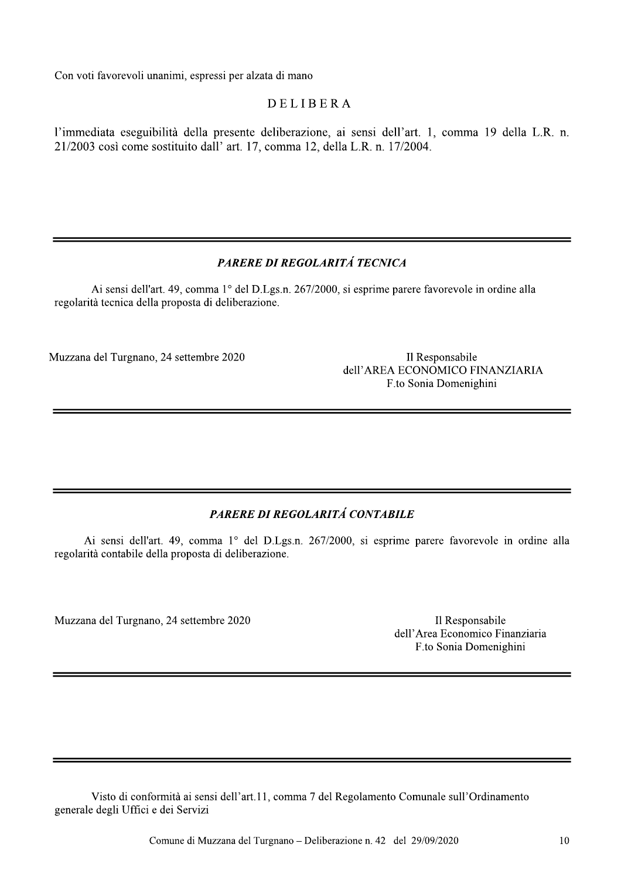Con voti favorevoli unanimi, espressi per alzata di mano

DELIBERA

l'immediata eseguibilità della presente deliberazione, ai sensi dell'art. 1, comma 19 della L.R. n. 21/2003 così come sostituito dall' art. 17, comma 12, della L.R. n. 17/2004.

---

***PARERE DI REGOLARITÁ TECNICA***

Ai sensi dell'art. 49, comma 1° del D.Lgs.n. 267/2000, si esprime parere favorevole in ordine alla regolarità tecnica della proposta di deliberazione.

Muzzana del Turgnano, 24 settembre 2020

Il Responsabile
dell'AREA ECONOMICO FINANZIARIA
F.to Sonia Domenighini

---

***PARERE DI REGOLARITÁ CONTABILE***

Ai sensi dell'art. 49, comma 1° del D.Lgs.n. 267/2000, si esprime parere favorevole in ordine alla regolarità contabile della proposta di deliberazione.

Muzzana del Turgnano, 24 settembre 2020

Il Responsabile
dell'Area Economico Finanziaria
F.to Sonia Domenighini

---

Visto di conformità ai sensi dell'art.11, comma 7 del Regolamento Comunale sull'Ordinamento generale degli Uffici e dei Servizi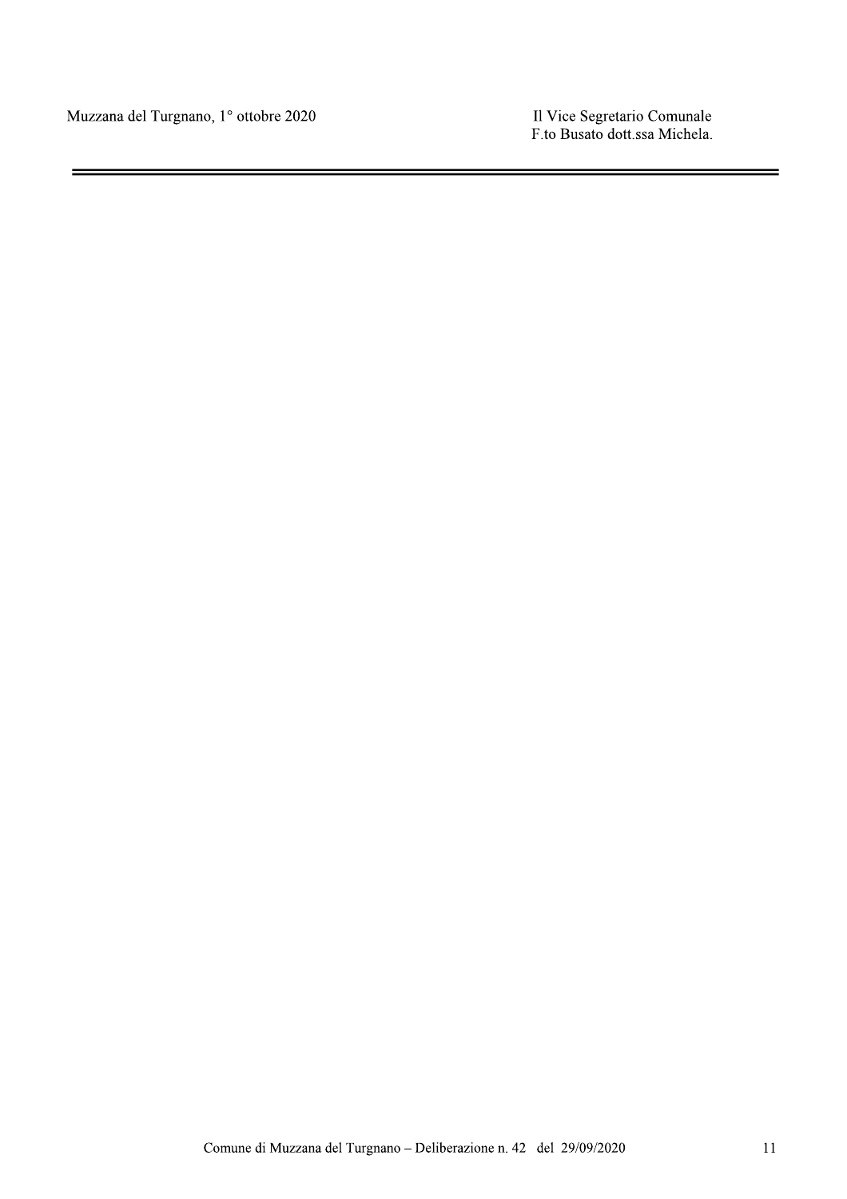Muzzana del Turgnano, 1° ottobre 2020

Il Vice Segretario Comunale
F.to Busato dott.ssa Michela.

---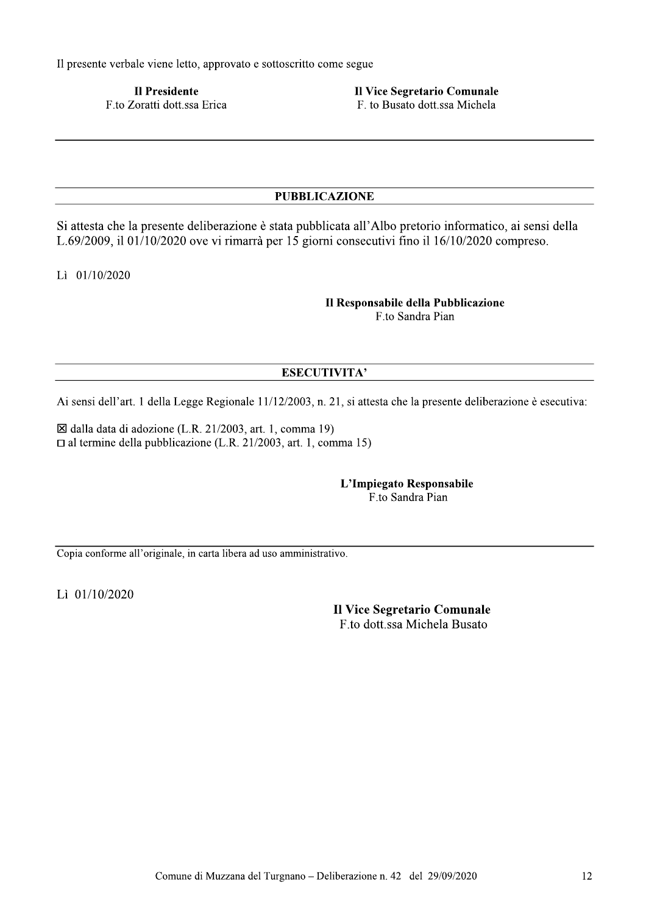Il presente verbale viene letto, approvato e sottoscritto come segue

| **Il Presidente** | **Il Vice Segretario Comunale** |
| --- | --- |
| F.to Zoratti dott.ssa Erica | F. to Busato dott.ssa Michela |

---

## PUBBLICAZIONE

Si attesta che la presente deliberazione è stata pubblicata all'Albo pretorio informatico, ai sensi della L.69/2009, il 01/10/2020 ove vi rimarrà per 15 giorni consecutivi fino il 16/10/2020 compreso.

Lì 01/10/2020

**Il Responsabile della Pubblicazione**
F.to Sandra Pian

## ESECUTIVITA'

Ai sensi dell'art. 1 della Legge Regionale 11/12/2003, n. 21, si attesta che la presente deliberazione è esecutiva:

☒ dalla data di adozione (L.R. 21/2003, art. 1, comma 19)
☐ al termine della pubblicazione (L.R. 21/2003, art. 1, comma 15)

**L'Impiegato Responsabile**
F.to Sandra Pian

---

Copia conforme all'originale, in carta libera ad uso amministrativo.

Lì 01/10/2020

**Il Vice Segretario Comunale**
F.to dott.ssa Michela Busato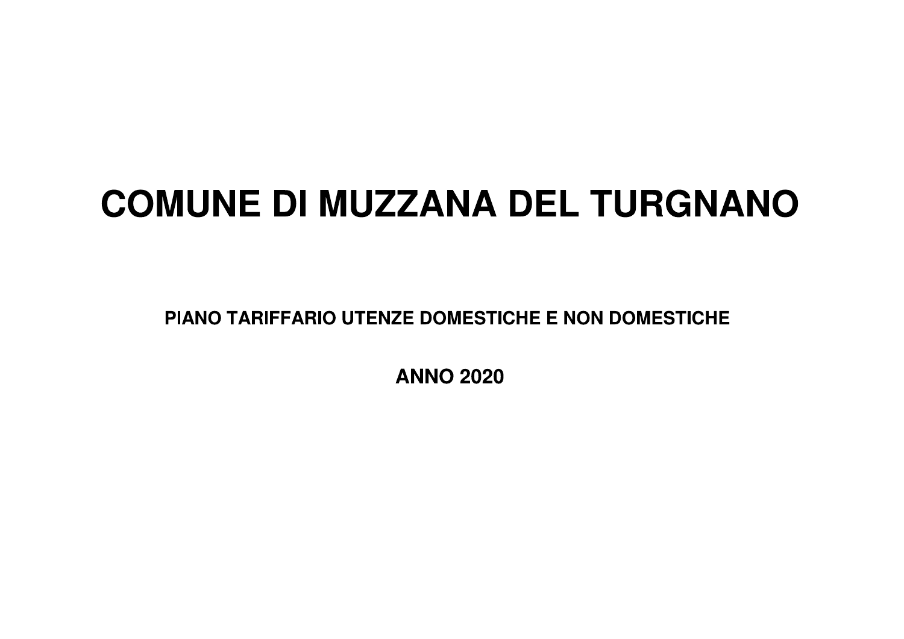# COMUNE DI MUZZANA DEL TURGNANO

## PIANO TARIFFARIO UTENZE DOMESTICHE E NON DOMESTICHE

## ANNO 2020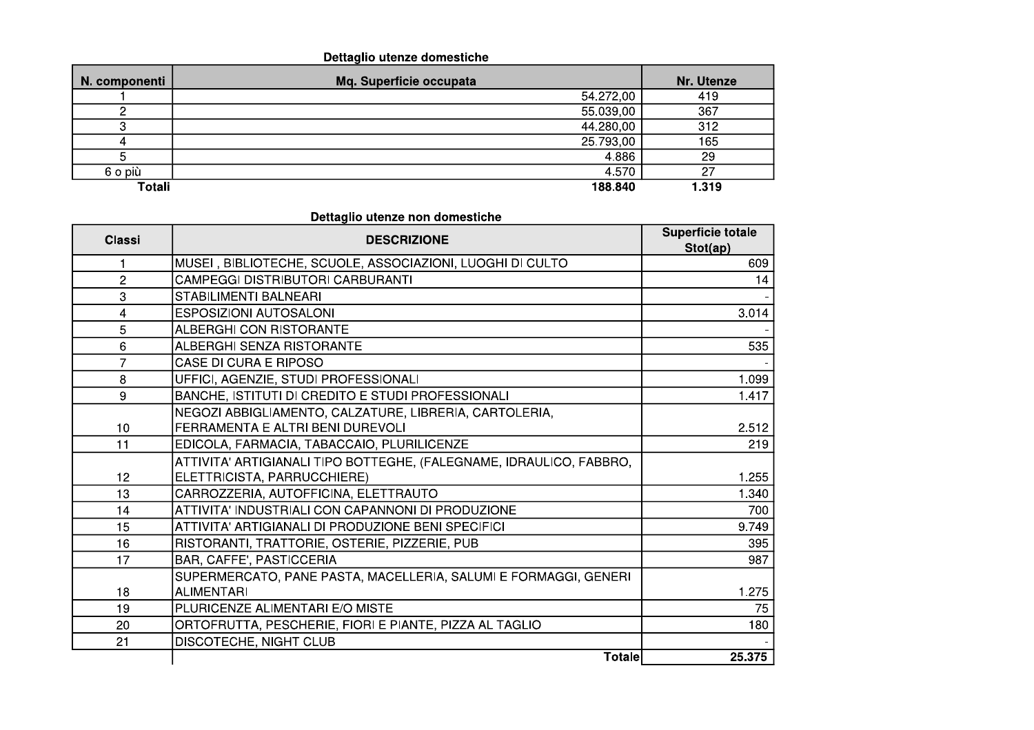### Dettaglio utenze domestiche

| N. componenti | Mq. Superficie occupata | Nr. Utenze |
|---|---|---|
| 1 | 54.272,00 | 419 |
| 2 | 55.039,00 | 367 |
| 3 | 44.280,00 | 312 |
| 4 | 25.793,00 | 165 |
| 5 | 4.886 | 29 |
| 6 o più | 4.570 | 27 |
| **Totali** | **188.840** | **1.319** |

### Dettaglio utenze non domestiche

| Classi | DESCRIZIONE | Superficie totale Stot(ap) |
|---|---|---|
| 1 | MUSEI , BIBLIOTECHE, SCUOLE, ASSOCIAZIONI, LUOGHI DI CULTO | 609 |
| 2 | CAMPEGGI DISTRIBUTORI CARBURANTI | 14 |
| 3 | STABILIMENTI BALNEARI | - |
| 4 | ESPOSIZIONI AUTOSALONI | 3.014 |
| 5 | ALBERGHI CON RISTORANTE | - |
| 6 | ALBERGHI SENZA RISTORANTE | 535 |
| 7 | CASE DI CURA E RIPOSO | - |
| 8 | UFFICI, AGENZIE, STUDI PROFESSIONALI | 1.099 |
| 9 | BANCHE, ISTITUTI DI CREDITO E STUDI PROFESSIONALI | 1.417 |
| 10 | NEGOZI ABBIGLIAMENTO, CALZATURE, LIBRERIA, CARTOLERIA, FERRAMENTA E ALTRI BENI DUREVOLI | 2.512 |
| 11 | EDICOLA, FARMACIA, TABACCAIO, PLURILICENZE | 219 |
| 12 | ATTIVITA' ARTIGIANALI TIPO BOTTEGHE, (FALEGNAME, IDRAULICO, FABBRO, ELETTRICISTA, PARRUCCHIERE) | 1.255 |
| 13 | CARROZZERIA, AUTOFFICINA, ELETTRAUTO | 1.340 |
| 14 | ATTIVITA' INDUSTRIALI CON CAPANNONI DI PRODUZIONE | 700 |
| 15 | ATTIVITA' ARTIGIANALI DI PRODUZIONE BENI SPECIFICI | 9.749 |
| 16 | RISTORANTI, TRATTORIE, OSTERIE, PIZZERIE, PUB | 395 |
| 17 | BAR, CAFFE', PASTICCERIA | 987 |
| 18 | SUPERMERCATO, PANE PASTA, MACELLERIA, SALUMI E FORMAGGI, GENERI ALIMENTARI | 1.275 |
| 19 | PLURICENZE ALIMENTARI E/O MISTE | 75 |
| 20 | ORTOFRUTTA, PESCHERIE, FIORI E PIANTE, PIZZA AL TAGLIO | 180 |
| 21 | DISCOTECHE, NIGHT CLUB | - |
| | **Totale** | **25.375** |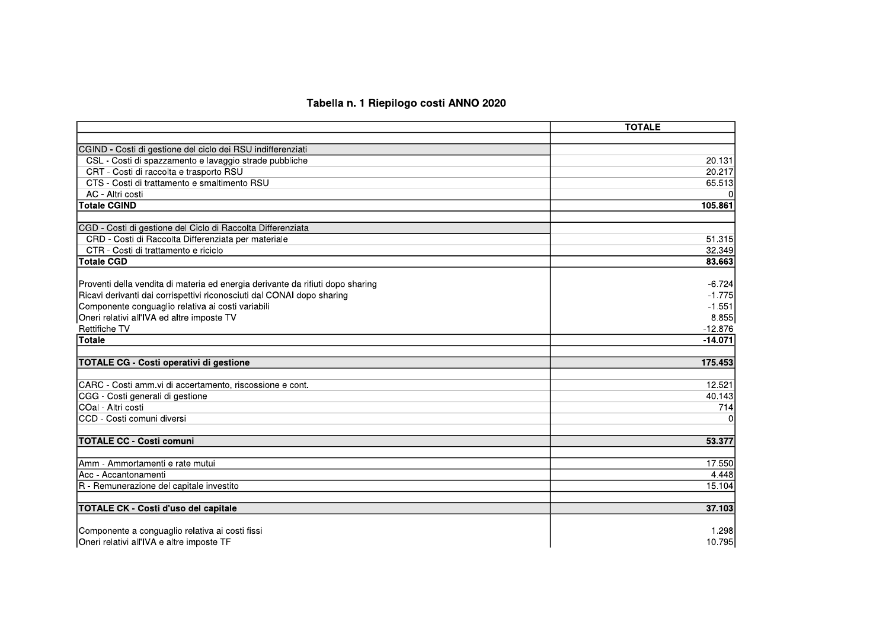## Tabella n. 1 Riepilogo costi ANNO 2020

| | TOTALE |
|---|---|
| | |
| CGIND - Costi di gestione del ciclo dei RSU indifferenziati | |
| CSL - Costi di spazzamento e lavaggio strade pubbliche | 20.131 |
| CRT - Costi di raccolta e trasporto RSU | 20.217 |
| CTS - Costi di trattamento e smaltimento RSU | 65.513 |
| AC - Altri costi | 0 |
| **Totale CGIND** | **105.861** |
| | |
| CGD - Costi di gestione del Ciclo di Raccolta Differenziata | |
| CRD - Costi di Raccolta Differenziata per materiale | 51.315 |
| CTR - Costi di trattamento e riciclo | 32.349 |
| **Totale CGD** | **83.663** |
| | |
| Proventi della vendita di materia ed energia derivante da rifiuti dopo sharing | -6.724 |
| Ricavi derivanti dai corrispettivi riconosciuti dal CONAI dopo sharing | -1.775 |
| Componente conguaglio relativa ai costi variabili | -1.551 |
| Oneri relativi all'IVA ed altre imposte TV | 8.855 |
| Rettifiche TV | -12.876 |
| **Totale** | **-14.071** |
| | |
| **TOTALE CG - Costi operativi di gestione** | **175.453** |
| | |
| CARC - Costi amm.vi di accertamento, riscossione e cont. | 12.521 |
| CGG - Costi generali di gestione | 40.143 |
| COal - Altri costi | 714 |
| CCD - Costi comuni diversi | 0 |
| | |
| **TOTALE CC - Costi comuni** | **53.377** |
| | |
| Amm - Ammortamenti e rate mutui | 17.550 |
| Acc - Accantonamenti | 4.448 |
| R - Remunerazione del capitale investito | 15.104 |
| | |
| **TOTALE CK - Costi d'uso del capitale** | **37.103** |
| | |
| Componente a conguaglio relativa ai costi fissi | 1.298 |
| Oneri relativi all'IVA e altre imposte TF | 10.795 |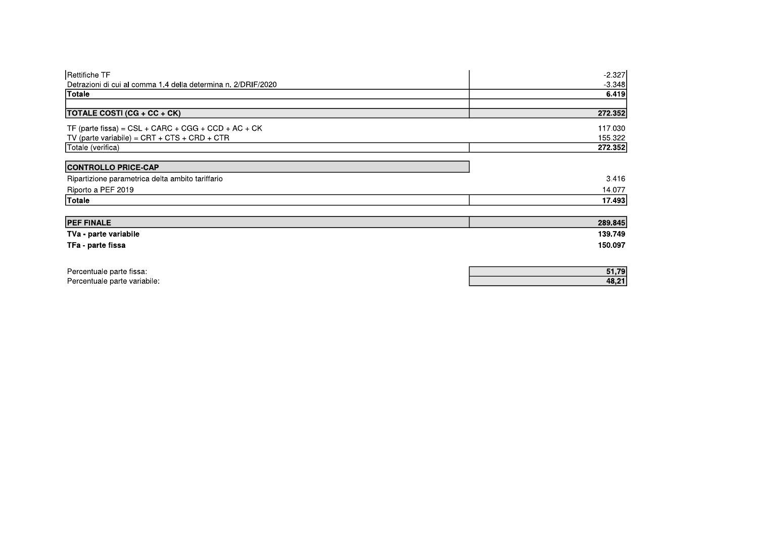| | |
|---|---|
| Rettifiche TF | -2.327 |
| Detrazioni di cui al comma 1.4 della determina n. 2/DRIF/2020 | -3.348 |
| **Totale** | **6.419** |
| | |
| **TOTALE COSTI (CG + CC + CK)** | **272.352** |
| TF (parte fissa) = CSL + CARC + CGG + CCD + AC + CK | 117.030 |
| TV (parte variabile) = CRT + CTS + CRD + CTR | 155.322 |
| Totale (verifica) | **272.352** |
| | |
| **CONTROLLO PRICE-CAP** | |
| Ripartizione parametrica delta ambito tariffario | 3.416 |
| Riporto a PEF 2019 | 14.077 |
| **Totale** | **17.493** |
| | |
| **PEF FINALE** | **289.845** |
| **TVa - parte variabile** | **139.749** |
| **TFa - parte fissa** | **150.097** |
| | |
| Percentuale parte fissa: | **51,79** |
| Percentuale parte variabile: | **48,21** |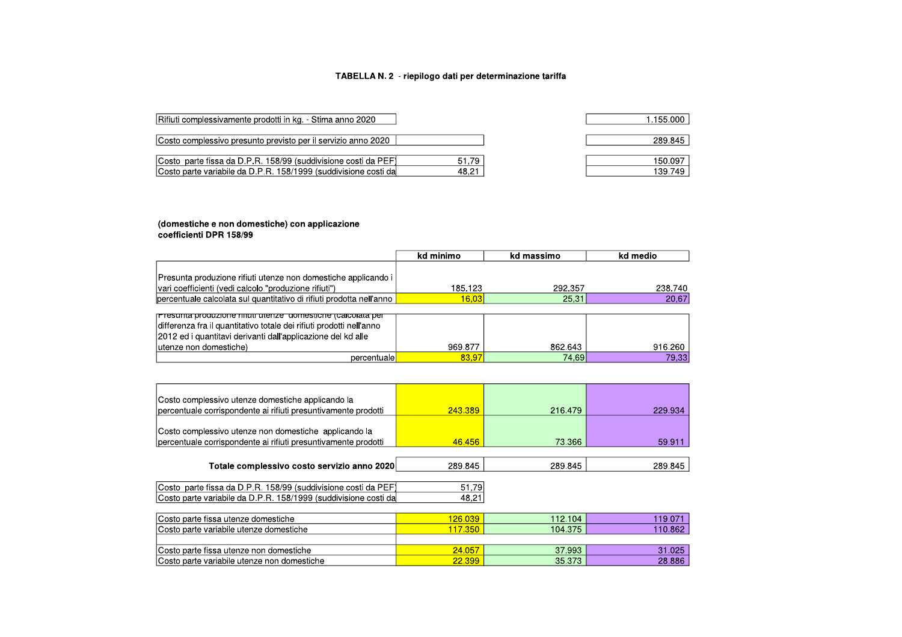**TABELLA N. 2** - **riepilogo dati per determinazione tariffa**

| | | |
|---|---|---|
| Rifiuti complessivamente prodotti in kg. - Stima anno 2020 | | 1.155.000 |
| Costo complessivo presunto previsto per il servizio anno 2020 | | 289.845 |
| Costo parte fissa da D.P.R. 158/99 (suddivisione costi da PEF) | 51,79 | 150.097 |
| Costo parte variabile da D.P.R. 158/1999 (suddivisione costi da | 48,21 | 139.749 |

**(domestiche e non domestiche) con applicazione coefficienti DPR 158/99**

| | kd minimo | kd massimo | kd medio |
|---|---|---|---|
| Presunta produzione rifiuti utenze non domestiche applicando i vari coefficienti (vedi calcolo "produzione rifiuti") | 185.123 | 292.357 | 238.740 |
| percentuale calcolata sul quantitativo di rifiuti prodotta nell'anno | 16,03 | 25,31 | 20,67 |
| Presunta produzione rifiuti utenze domestiche (calcolata per differenza fra il quantitativo totale dei rifiuti prodotti nell'anno 2012 ed i quantitavi derivanti dall'applicazione del kd alle utenze non domestiche) | 969.877 | 862.643 | 916.260 |
| percentuale | 83,97 | 74,69 | 79,33 |
| Costo complessivo utenze domestiche applicando la percentuale corrispondente ai rifiuti presuntivamente prodotti | 243.389 | 216.479 | 229.934 |
| Costo complessivo utenze non domestiche applicando la percentuale corrispondente ai rifiuti presuntivamente prodotti | 46.456 | 73.366 | 59.911 |
| **Totale complessivo costo servizio anno 2020** | 289.845 | 289.845 | 289.845 |
| Costo parte fissa da D.P.R. 158/99 (suddivisione costi da PEF) | 51,79 | | |
| Costo parte variabile da D.P.R. 158/1999 (suddivisione costi da | 48,21 | | |
| Costo parte fissa utenze domestiche | 126.039 | 112.104 | 119.071 |
| Costo parte variabile utenze domestiche | 117.350 | 104.375 | 110.862 |
| Costo parte fissa utenze non domestiche | 24.057 | 37.993 | 31.025 |
| Costo parte variabile utenze non domestiche | 22.399 | 35.373 | 28.886 |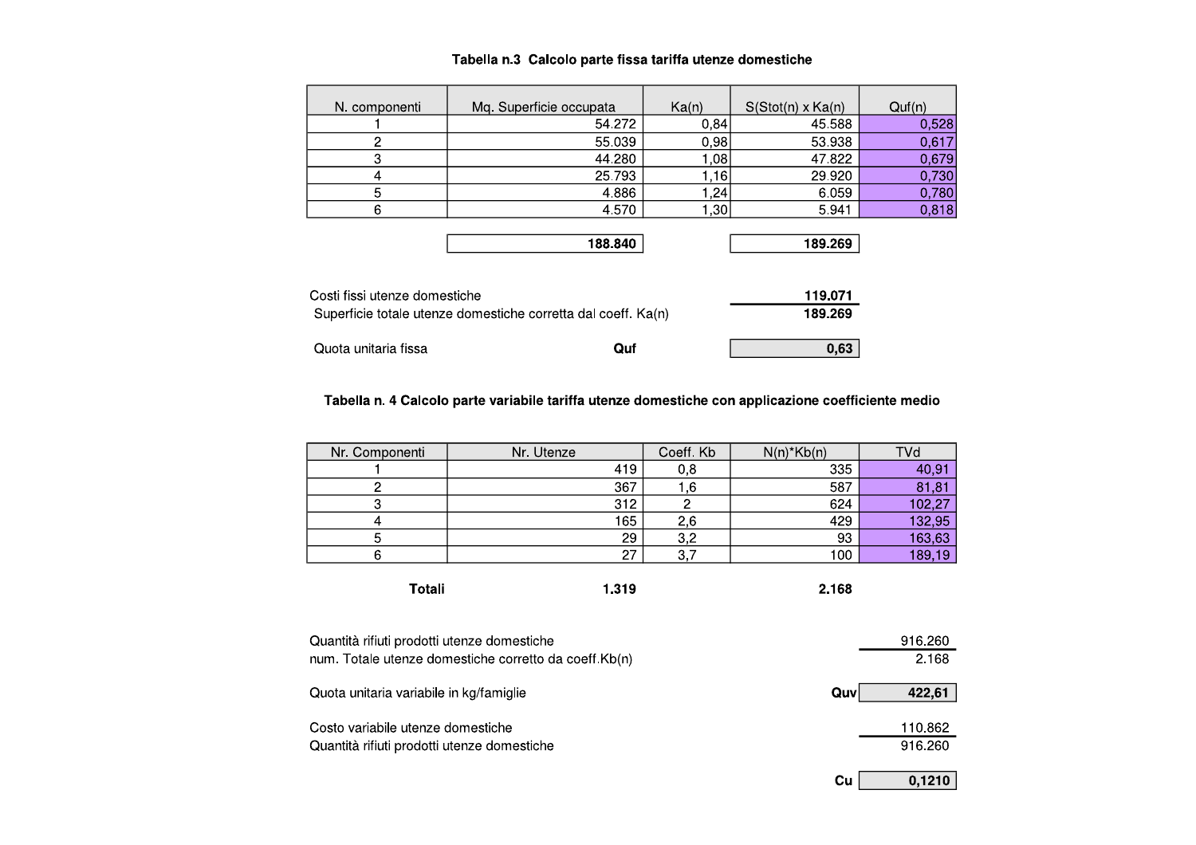### Tabella n.3 Calcolo parte fissa tariffa utenze domestiche

| N. componenti | Mq. Superficie occupata | Ka(n) | S(Stot(n) x Ka(n) | Quf(n) |
|---|---|---|---|---|
| 1 | 54.272 | 0,84 | 45.588 | 0,528 |
| 2 | 55.039 | 0,98 | 53.938 | 0,617 |
| 3 | 44.280 | 1,08 | 47.822 | 0,679 |
| 4 | 25.793 | 1,16 | 29.920 | 0,730 |
| 5 | 4.886 | 1,24 | 6.059 | 0,780 |
| 6 | 4.570 | 1,30 | 5.941 | 0,818 |
| | **188.840** | | **189.269** | |

| | |
|---|---|
| Costi fissi utenze domestiche | **119.071** |
| Superficie totale utenze domestiche corretta dal coeff. Ka(n) | **189.269** |
| Quota unitaria fissa **Quf** | **0,63** |

### Tabella n. 4 Calcolo parte variabile tariffa utenze domestiche con applicazione coefficiente medio

| Nr. Componenti | Nr. Utenze | Coeff. Kb | N(n)*Kb(n) | TVd |
|---|---|---|---|---|
| 1 | 419 | 0,8 | 335 | 40,91 |
| 2 | 367 | 1,6 | 587 | 81,81 |
| 3 | 312 | 2 | 624 | 102,27 |
| 4 | 165 | 2,6 | 429 | 132,95 |
| 5 | 29 | 3,2 | 93 | 163,63 |
| 6 | 27 | 3,7 | 100 | 189,19 |
| **Totali** | **1.319** | | **2.168** | |

| | |
|---|---|
| Quantità rifiuti prodotti utenze domestiche | 916.260 |
| num. Totale utenze domestiche corretto da coeff.Kb(n) | 2.168 |
| Quota unitaria variabile in kg/famiglie **Quv** | **422,61** |
| Costo variabile utenze domestiche | 110.862 |
| Quantità rifiuti prodotti utenze domestiche | 916.260 |
| **Cu** | **0,1210** |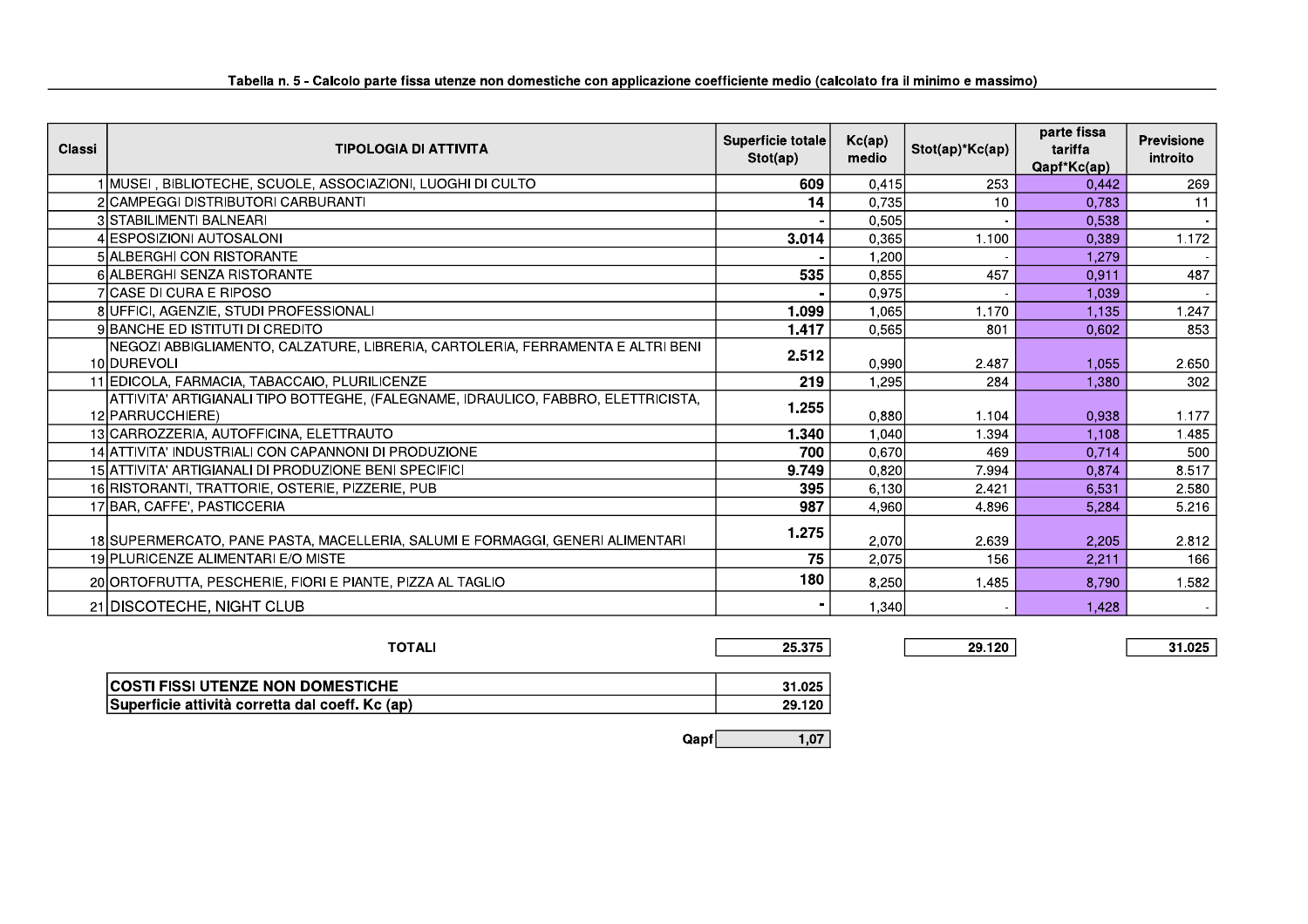Tabella n. 5 - Calcolo parte fissa utenze non domestiche con applicazione coefficiente medio (calcolato fra il minimo e massimo)

| Classi | TIPOLOGIA DI ATTIVITA | Superficie totale Stot(ap) | Kc(ap) medio | Stot(ap)*Kc(ap) | parte fissa tariffa Qapf*Kc(ap) | Previsione introito |
|---|---|---|---|---|---|---|
| 1 | MUSEI , BIBLIOTECHE, SCUOLE, ASSOCIAZIONI, LUOGHI DI CULTO | **609** | 0,415 | 253 | 0,442 | 269 |
| 2 | CAMPEGGI DISTRIBUTORI CARBURANTI | **14** | 0,735 | 10 | 0,783 | 11 |
| 3 | STABILIMENTI BALNEARI | - | 0,505 | - | 0,538 | - |
| 4 | ESPOSIZIONI AUTOSALONI | **3.014** | 0,365 | 1.100 | 0,389 | 1.172 |
| 5 | ALBERGHI CON RISTORANTE | - | 1,200 | - | 1,279 | - |
| 6 | ALBERGHI SENZA RISTORANTE | **535** | 0,855 | 457 | 0,911 | 487 |
| 7 | CASE DI CURA E RIPOSO | - | 0,975 | - | 1,039 | - |
| 8 | UFFICI, AGENZIE, STUDI PROFESSIONALI | **1.099** | 1,065 | 1.170 | 1,135 | 1.247 |
| 9 | BANCHE ED ISTITUTI DI CREDITO | **1.417** | 0,565 | 801 | 0,602 | 853 |
| 10 | NEGOZI ABBIGLIAMENTO, CALZATURE, LIBRERIA, CARTOLERIA, FERRAMENTA E ALTRI BENI DUREVOLI | **2.512** | 0,990 | 2.487 | 1,055 | 2.650 |
| 11 | EDICOLA, FARMACIA, TABACCAIO, PLURILICENZE | **219** | 1,295 | 284 | 1,380 | 302 |
| 12 | ATTIVITA' ARTIGIANALI TIPO BOTTEGHE, (FALEGNAME, IDRAULICO, FABBRO, ELETTRICISTA, PARRUCCHIERE) | **1.255** | 0,880 | 1.104 | 0,938 | 1.177 |
| 13 | CARROZZERIA, AUTOFFICINA, ELETTRAUTO | **1.340** | 1,040 | 1.394 | 1,108 | 1.485 |
| 14 | ATTIVITA' INDUSTRIALI CON CAPANNONI DI PRODUZIONE | **700** | 0,670 | 469 | 0,714 | 500 |
| 15 | ATTIVITA' ARTIGIANALI DI PRODUZIONE BENI SPECIFICI | **9.749** | 0,820 | 7.994 | 0,874 | 8.517 |
| 16 | RISTORANTI, TRATTORIE, OSTERIE, PIZZERIE, PUB | **395** | 6,130 | 2.421 | 6,531 | 2.580 |
| 17 | BAR, CAFFE', PASTICCERIA | **987** | 4,960 | 4.896 | 5,284 | 5.216 |
| 18 | SUPERMERCATO, PANE PASTA, MACELLERIA, SALUMI E FORMAGGI, GENERI ALIMENTARI | **1.275** | 2,070 | 2.639 | 2,205 | 2.812 |
| 19 | PLURICENZE ALIMENTARI E/O MISTE | **75** | 2,075 | 156 | 2,211 | 166 |
| 20 | ORTOFRUTTA, PESCHERIE, FIORI E PIANTE, PIZZA AL TAGLIO | **180** | 8,250 | 1.485 | 8,790 | 1.582 |
| 21 | DISCOTECHE, NIGHT CLUB | - | 1,340 | - | 1,428 | - |
| | **TOTALI** | **25.375** | | **29.120** | | **31.025** |

| | |
|---|---|
| **COSTI FISSI UTENZE NON DOMESTICHE** | **31.025** |
| **Superficie attività corretta dal coeff. Kc (ap)** | **29.120** |
| **Qapf** | **1,07** |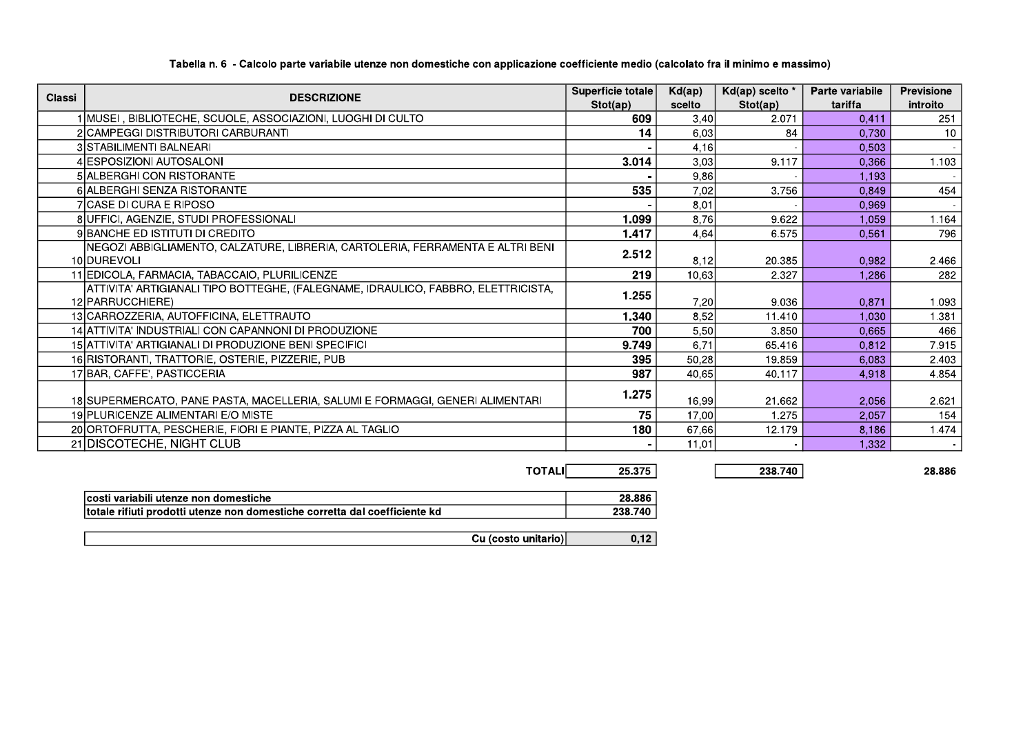**Tabella n. 6 - Calcolo parte variabile utenze non domestiche con applicazione coefficiente medio (calcolato fra il minimo e massimo)**

| Classi | DESCRIZIONE | Superficie totale Stot(ap) | Kd(ap) scelto | Kd(ap) scelto * Stot(ap) | Parte variabile tariffa | Previsione introito |
|---|---|---|---|---|---|---|
| 1 | MUSEI , BIBLIOTECHE, SCUOLE, ASSOCIAZIONI, LUOGHI DI CULTO | **609** | 3,40 | 2.071 | 0,411 | 251 |
| 2 | CAMPEGGI DISTRIBUTORI CARBURANTI | **14** | 6,03 | 84 | 0,730 | 10 |
| 3 | STABILIMENTI BALNEARI | **-** | 4,16 | - | 0,503 | - |
| 4 | ESPOSIZIONI AUTOSALONI | **3.014** | 3,03 | 9.117 | 0,366 | 1.103 |
| 5 | ALBERGHI CON RISTORANTE | **-** | 9,86 | - | 1,193 | - |
| 6 | ALBERGHI SENZA RISTORANTE | **535** | 7,02 | 3.756 | 0,849 | 454 |
| 7 | CASE DI CURA E RIPOSO | **-** | 8,01 | - | 0,969 | - |
| 8 | UFFICI, AGENZIE, STUDI PROFESSIONALI | **1.099** | 8,76 | 9.622 | 1,059 | 1.164 |
| 9 | BANCHE ED ISTITUTI DI CREDITO | **1.417** | 4,64 | 6.575 | 0,561 | 796 |
| 10 | NEGOZI ABBIGLIAMENTO, CALZATURE, LIBRERIA, CARTOLERIA, FERRAMENTA E ALTRI BENI DUREVOLI | **2.512** | 8,12 | 20.385 | 0,982 | 2.466 |
| 11 | EDICOLA, FARMACIA, TABACCAIO, PLURILICENZE | **219** | 10,63 | 2.327 | 1,286 | 282 |
| 12 | ATTIVITA' ARTIGIANALI TIPO BOTTEGHE, (FALEGNAME, IDRAULICO, FABBRO, ELETTRICISTA, PARRUCCHIERE) | **1.255** | 7,20 | 9.036 | 0,871 | 1.093 |
| 13 | CARROZZERIA, AUTOFFICINA, ELETTRAUTO | **1.340** | 8,52 | 11.410 | 1,030 | 1.381 |
| 14 | ATTIVITA' INDUSTRIALI CON CAPANNONI DI PRODUZIONE | **700** | 5,50 | 3.850 | 0,665 | 466 |
| 15 | ATTIVITA' ARTIGIANALI DI PRODUZIONE BENI SPECIFICI | **9.749** | 6,71 | 65.416 | 0,812 | 7.915 |
| 16 | RISTORANTI, TRATTORIE, OSTERIE, PIZZERIE, PUB | **395** | 50,28 | 19.859 | 6,083 | 2.403 |
| 17 | BAR, CAFFE', PASTICCERIA | **987** | 40,65 | 40.117 | 4,918 | 4.854 |
| 18 | SUPERMERCATO, PANE PASTA, MACELLERIA, SALUMI E FORMAGGI, GENERI ALIMENTARI | **1.275** | 16,99 | 21.662 | 2,056 | 2.621 |
| 19 | PLURICENZE ALIMENTARI E/O MISTE | **75** | 17,00 | 1.275 | 2,057 | 154 |
| 20 | ORTOFRUTTA, PESCHERIE, FIORI E PIANTE, PIZZA AL TAGLIO | **180** | 67,66 | 12.179 | 8,186 | 1.474 |
| 21 | DISCOTECHE, NIGHT CLUB | **-** | 11,01 | - | 1,332 | - |
| | **TOTALI** | **25.375** | | **238.740** | | **28.886** |

| | |
|---|---|
| **costi variabili utenze non domestiche** | **28.886** |
| **totale rifiuti prodotti utenze non domestiche corretta dal coefficiente kd** | **238.740** |
| **Cu (costo unitario)** | **0,12** |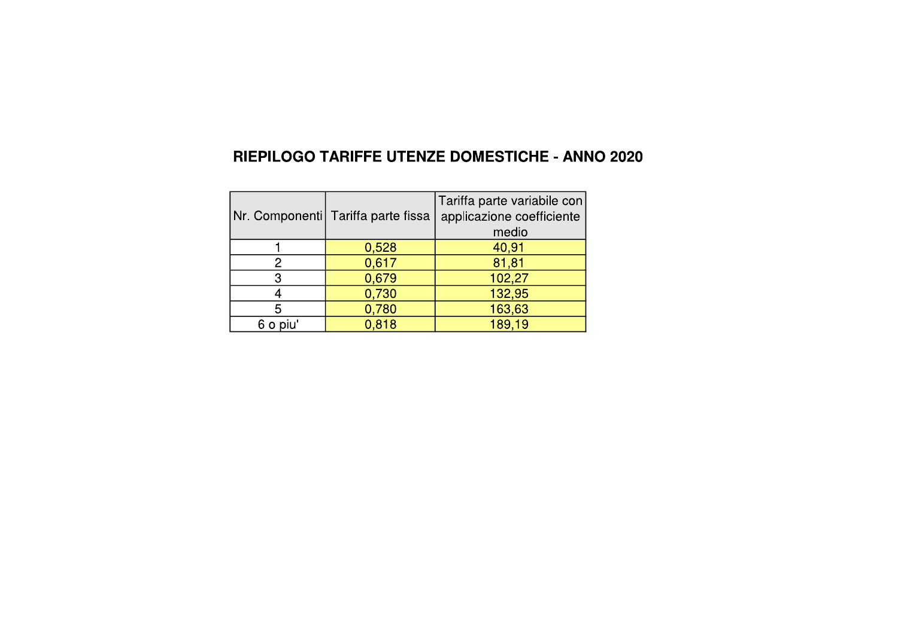## RIEPILOGO TARIFFE UTENZE DOMESTICHE - ANNO 2020

| Nr. Componenti | Tariffa parte fissa | Tariffa parte variabile con applicazione coefficiente medio |
|---|---|---|
| 1 | 0,528 | 40,91 |
| 2 | 0,617 | 81,81 |
| 3 | 0,679 | 102,27 |
| 4 | 0,730 | 132,95 |
| 5 | 0,780 | 163,63 |
| 6 o piu' | 0,818 | 189,19 |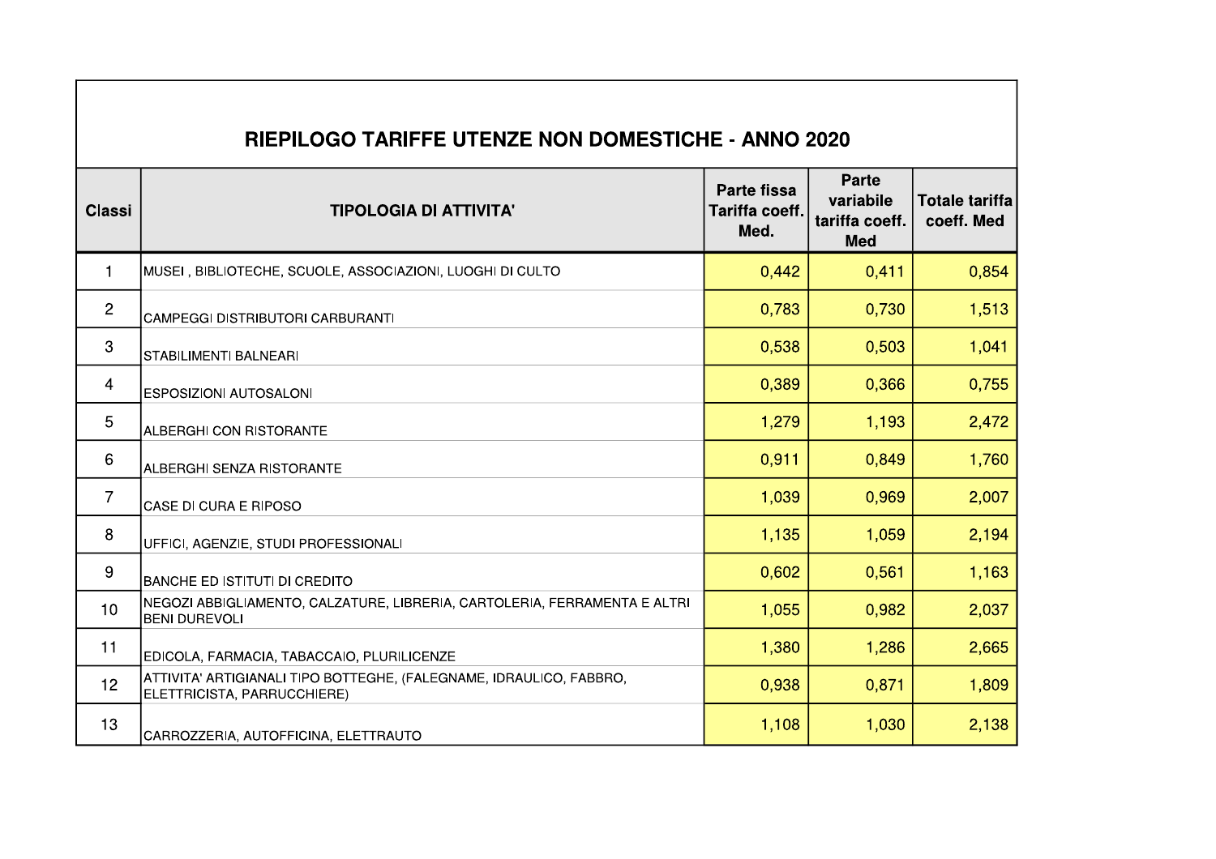## RIEPILOGO TARIFFE UTENZE NON DOMESTICHE - ANNO 2020

| Classi | TIPOLOGIA DI ATTIVITA' | Parte fissa Tariffa coeff. Med. | Parte variabile tariffa coeff. Med | Totale tariffa coeff. Med |
|---|---|---|---|---|
| 1 | MUSEI , BIBLIOTECHE, SCUOLE, ASSOCIAZIONI, LUOGHI DI CULTO | 0,442 | 0,411 | 0,854 |
| 2 | CAMPEGGI DISTRIBUTORI CARBURANTI | 0,783 | 0,730 | 1,513 |
| 3 | STABILIMENTI BALNEARI | 0,538 | 0,503 | 1,041 |
| 4 | ESPOSIZIONI AUTOSALONI | 0,389 | 0,366 | 0,755 |
| 5 | ALBERGHI CON RISTORANTE | 1,279 | 1,193 | 2,472 |
| 6 | ALBERGHI SENZA RISTORANTE | 0,911 | 0,849 | 1,760 |
| 7 | CASE DI CURA E RIPOSO | 1,039 | 0,969 | 2,007 |
| 8 | UFFICI, AGENZIE, STUDI PROFESSIONALI | 1,135 | 1,059 | 2,194 |
| 9 | BANCHE ED ISTITUTI DI CREDITO | 0,602 | 0,561 | 1,163 |
| 10 | NEGOZI ABBIGLIAMENTO, CALZATURE, LIBRERIA, CARTOLERIA, FERRAMENTA E ALTRI BENI DUREVOLI | 1,055 | 0,982 | 2,037 |
| 11 | EDICOLA, FARMACIA, TABACCAIO, PLURILICENZE | 1,380 | 1,286 | 2,665 |
| 12 | ATTIVITA' ARTIGIANALI TIPO BOTTEGHE, (FALEGNAME, IDRAULICO, FABBRO, ELETTRICISTA, PARRUCCHIERE) | 0,938 | 0,871 | 1,809 |
| 13 | CARROZZERIA, AUTOFFICINA, ELETTRAUTO | 1,108 | 1,030 | 2,138 |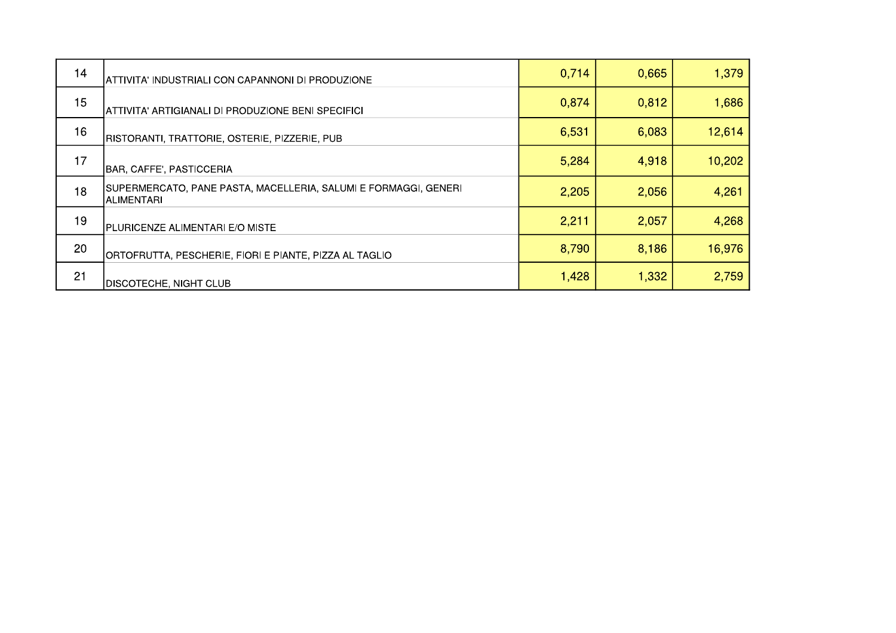| | | | | |
|---|---|---|---|---|
| 14 | ATTIVITA' INDUSTRIALI CON CAPANNONI DI PRODUZIONE | 0,714 | 0,665 | 1,379 |
| 15 | ATTIVITA' ARTIGIANALI DI PRODUZIONE BENI SPECIFICI | 0,874 | 0,812 | 1,686 |
| 16 | RISTORANTI, TRATTORIE, OSTERIE, PIZZERIE, PUB | 6,531 | 6,083 | 12,614 |
| 17 | BAR, CAFFE', PASTICCERIA | 5,284 | 4,918 | 10,202 |
| 18 | SUPERMERCATO, PANE PASTA, MACELLERIA, SALUMI E FORMAGGI, GENERI ALIMENTARI | 2,205 | 2,056 | 4,261 |
| 19 | PLURICENZE ALIMENTARI E/O MISTE | 2,211 | 2,057 | 4,268 |
| 20 | ORTOFRUTTA, PESCHERIE, FIORI E PIANTE, PIZZA AL TAGLIO | 8,790 | 8,186 | 16,976 |
| 21 | DISCOTECHE, NIGHT CLUB | 1,428 | 1,332 | 2,759 |